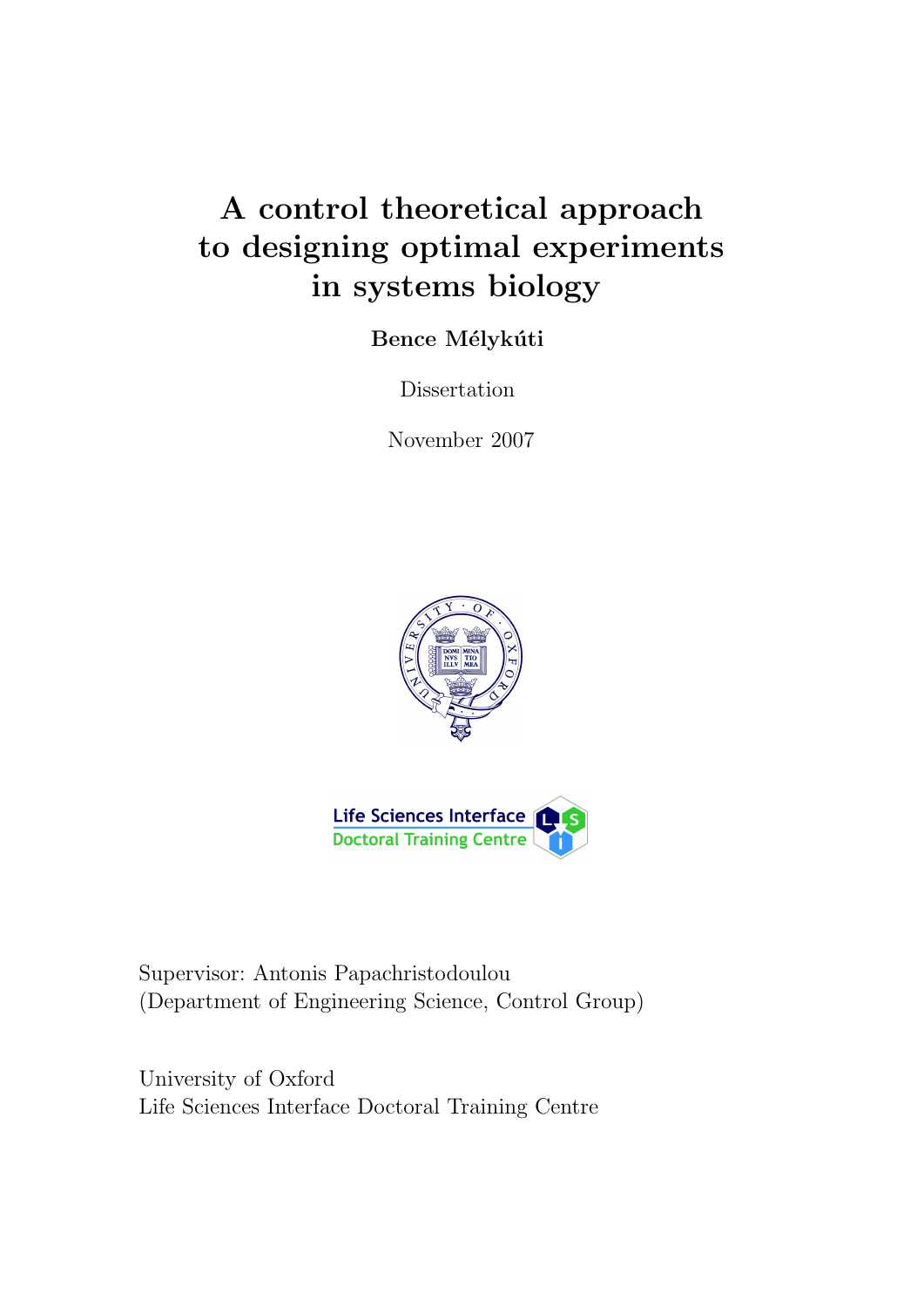# A control theoretical approach to designing optimal experiments in systems biology

**Bence Mélykúti**

Dissertation

November 2007

Supervisor: Antonis Papachristodoulou
(Department of Engineering Science, Control Group)

University of Oxford
Life Sciences Interface Doctoral Training Centre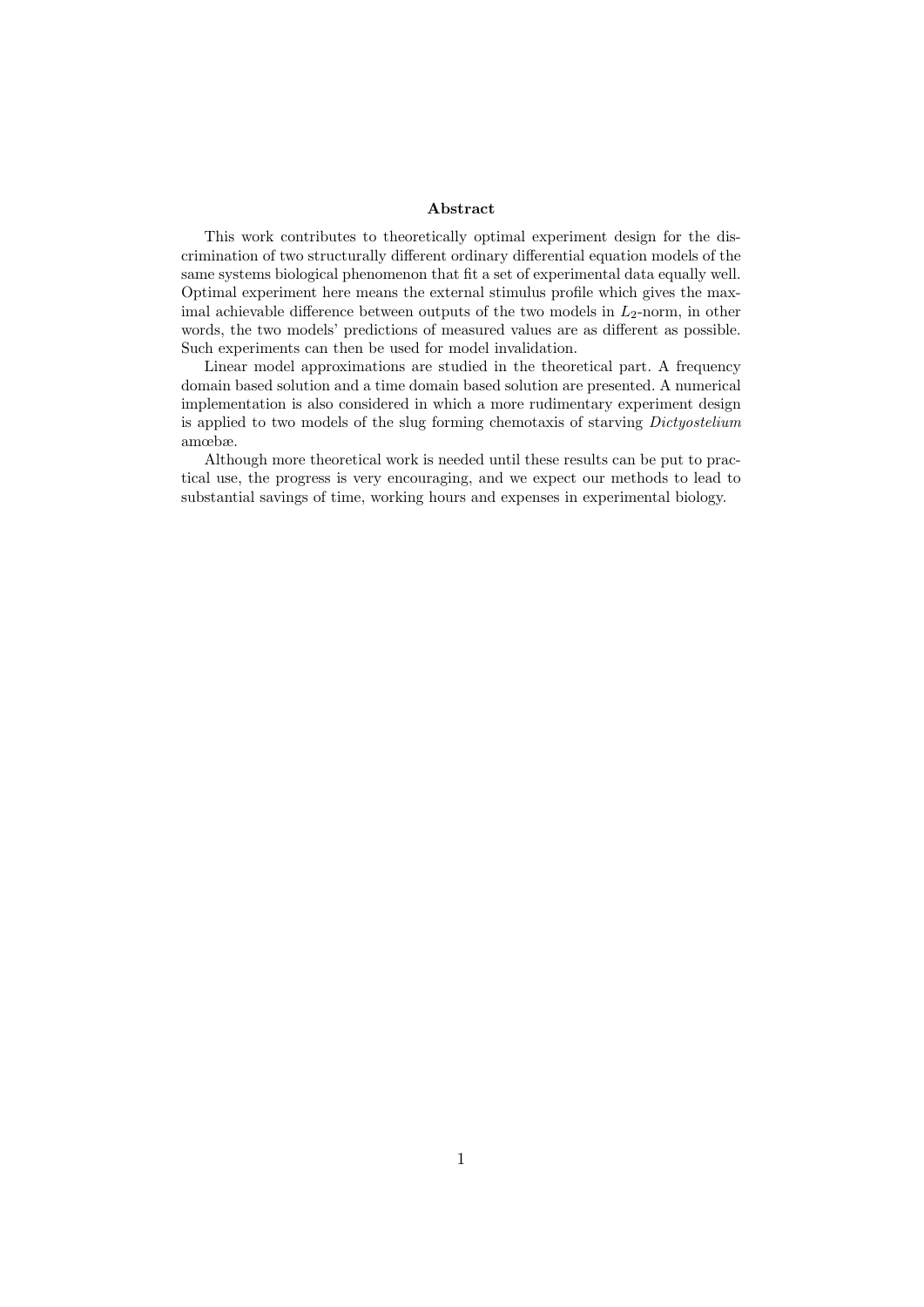## Abstract

This work contributes to theoretically optimal experiment design for the discrimination of two structurally different ordinary differential equation models of the same systems biological phenomenon that fit a set of experimental data equally well. Optimal experiment here means the external stimulus profile which gives the maximal achievable difference between outputs of the two models in $L_2$-norm, in other words, the two models' predictions of measured values are as different as possible. Such experiments can then be used for model invalidation.

Linear model approximations are studied in the theoretical part. A frequency domain based solution and a time domain based solution are presented. A numerical implementation is also considered in which a more rudimentary experiment design is applied to two models of the slug forming chemotaxis of starving *Dictyostelium* amœbæ.

Although more theoretical work is needed until these results can be put to practical use, the progress is very encouraging, and we expect our methods to lead to substantial savings of time, working hours and expenses in experimental biology.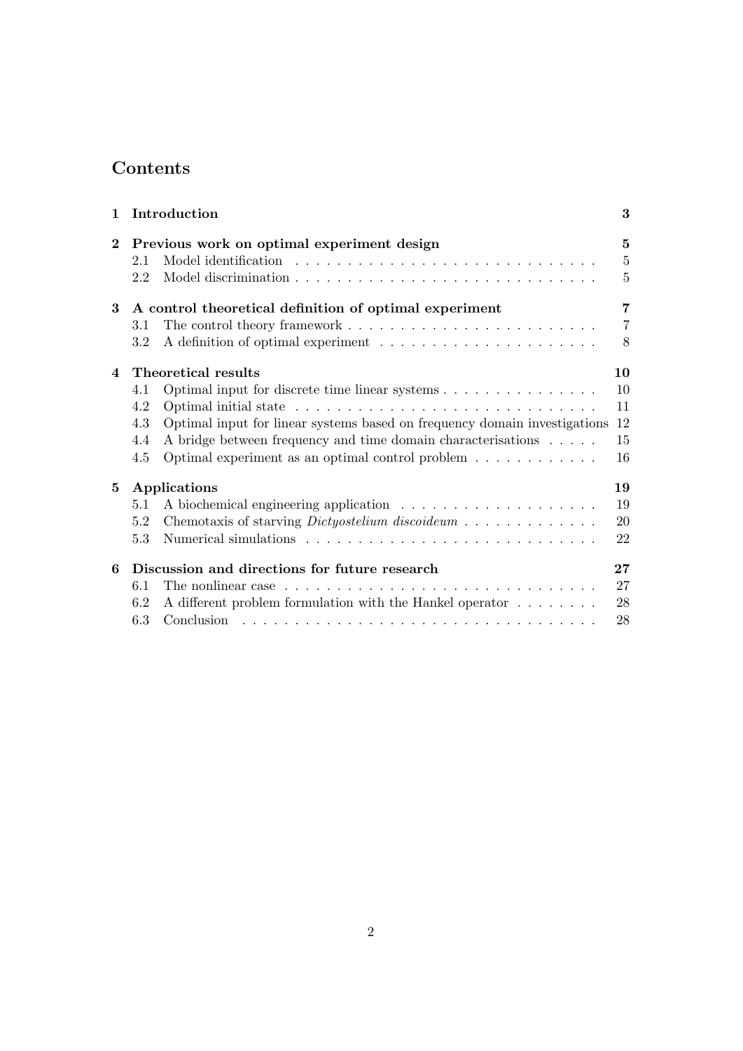## Contents

**1 Introduction** **3**

**2 Previous work on optimal experiment design** **5**

- 2.1 Model identification . . . . . . . . . . . . . . . . . . . . . . . . . . . . . 5
- 2.2 Model discrimination . . . . . . . . . . . . . . . . . . . . . . . . . . . . . 5

**3 A control theoretical definition of optimal experiment** **7**

- 3.1 The control theory framework . . . . . . . . . . . . . . . . . . . . . . . . 7
- 3.2 A definition of optimal experiment . . . . . . . . . . . . . . . . . . . . . 8

**4 Theoretical results** **10**

- 4.1 Optimal input for discrete time linear systems . . . . . . . . . . . . . . . 10
- 4.2 Optimal initial state . . . . . . . . . . . . . . . . . . . . . . . . . . . . . 11
- 4.3 Optimal input for linear systems based on frequency domain investigations 12
- 4.4 A bridge between frequency and time domain characterisations . . . . . 15
- 4.5 Optimal experiment as an optimal control problem . . . . . . . . . . . . 16

**5 Applications** **19**

- 5.1 A biochemical engineering application . . . . . . . . . . . . . . . . . . . 19
- 5.2 Chemotaxis of starving *Dictyostelium discoideum* . . . . . . . . . . . . . 20
- 5.3 Numerical simulations . . . . . . . . . . . . . . . . . . . . . . . . . . . . 22

**6 Discussion and directions for future research** **27**

- 6.1 The nonlinear case . . . . . . . . . . . . . . . . . . . . . . . . . . . . . . 27
- 6.2 A different problem formulation with the Hankel operator . . . . . . . . 28
- 6.3 Conclusion . . . . . . . . . . . . . . . . . . . . . . . . . . . . . . . . . . 28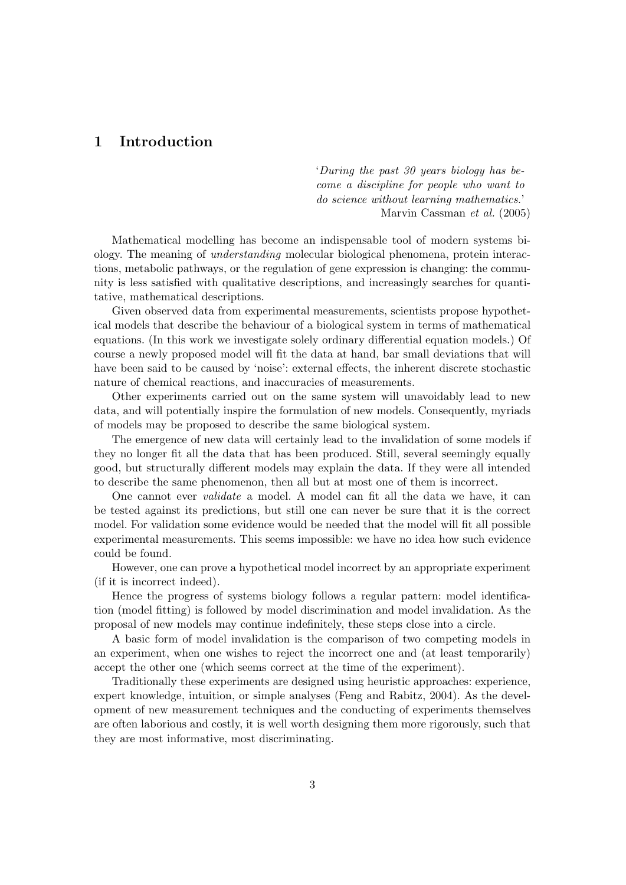# 1 Introduction

> '*During the past 30 years biology has become a discipline for people who want to do science without learning mathematics.*'
> Marvin Cassman *et al.* (2005)

Mathematical modelling has become an indispensable tool of modern systems biology. The meaning of *understanding* molecular biological phenomena, protein interactions, metabolic pathways, or the regulation of gene expression is changing: the community is less satisfied with qualitative descriptions, and increasingly searches for quantitative, mathematical descriptions.

Given observed data from experimental measurements, scientists propose hypothetical models that describe the behaviour of a biological system in terms of mathematical equations. (In this work we investigate solely ordinary differential equation models.) Of course a newly proposed model will fit the data at hand, bar small deviations that will have been said to be caused by 'noise': external effects, the inherent discrete stochastic nature of chemical reactions, and inaccuracies of measurements.

Other experiments carried out on the same system will unavoidably lead to new data, and will potentially inspire the formulation of new models. Consequently, myriads of models may be proposed to describe the same biological system.

The emergence of new data will certainly lead to the invalidation of some models if they no longer fit all the data that has been produced. Still, several seemingly equally good, but structurally different models may explain the data. If they were all intended to describe the same phenomenon, then all but at most one of them is incorrect.

One cannot ever *validate* a model. A model can fit all the data we have, it can be tested against its predictions, but still one can never be sure that it is the correct model. For validation some evidence would be needed that the model will fit all possible experimental measurements. This seems impossible: we have no idea how such evidence could be found.

However, one can prove a hypothetical model incorrect by an appropriate experiment (if it is incorrect indeed).

Hence the progress of systems biology follows a regular pattern: model identification (model fitting) is followed by model discrimination and model invalidation. As the proposal of new models may continue indefinitely, these steps close into a circle.

A basic form of model invalidation is the comparison of two competing models in an experiment, when one wishes to reject the incorrect one and (at least temporarily) accept the other one (which seems correct at the time of the experiment).

Traditionally these experiments are designed using heuristic approaches: experience, expert knowledge, intuition, or simple analyses (Feng and Rabitz, 2004). As the development of new measurement techniques and the conducting of experiments themselves are often laborious and costly, it is well worth designing them more rigorously, such that they are most informative, most discriminating.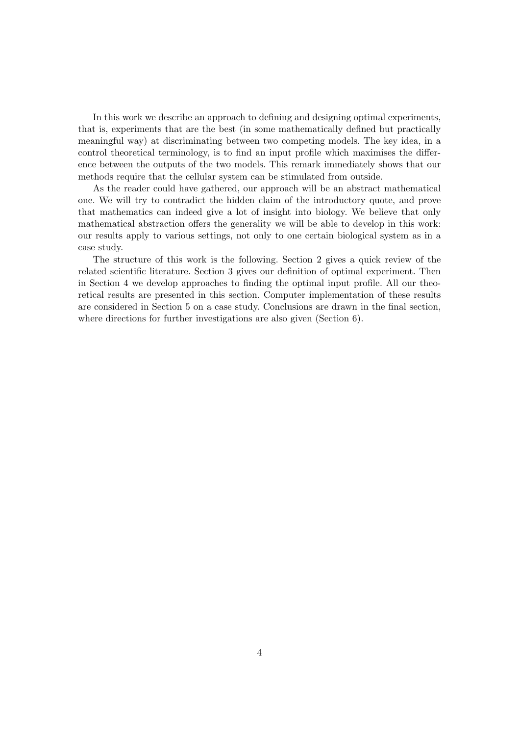In this work we describe an approach to defining and designing optimal experiments, that is, experiments that are the best (in some mathematically defined but practically meaningful way) at discriminating between two competing models. The key idea, in a control theoretical terminology, is to find an input profile which maximises the difference between the outputs of the two models. This remark immediately shows that our methods require that the cellular system can be stimulated from outside.

As the reader could have gathered, our approach will be an abstract mathematical one. We will try to contradict the hidden claim of the introductory quote, and prove that mathematics can indeed give a lot of insight into biology. We believe that only mathematical abstraction offers the generality we will be able to develop in this work: our results apply to various settings, not only to one certain biological system as in a case study.

The structure of this work is the following. Section 2 gives a quick review of the related scientific literature. Section 3 gives our definition of optimal experiment. Then in Section 4 we develop approaches to finding the optimal input profile. All our theoretical results are presented in this section. Computer implementation of these results are considered in Section 5 on a case study. Conclusions are drawn in the final section, where directions for further investigations are also given (Section 6).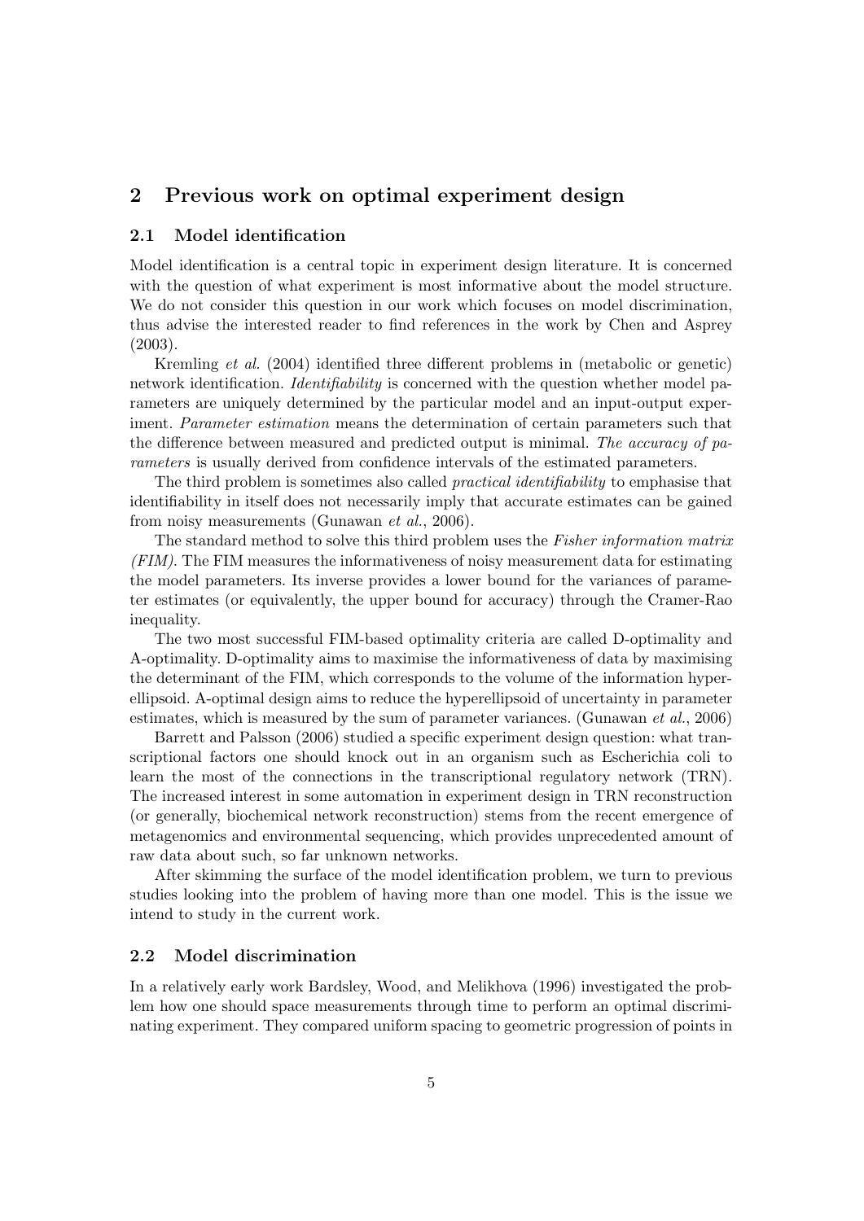## 2 Previous work on optimal experiment design

### 2.1 Model identification

Model identification is a central topic in experiment design literature. It is concerned with the question of what experiment is most informative about the model structure. We do not consider this question in our work which focuses on model discrimination, thus advise the interested reader to find references in the work by Chen and Asprey (2003).

Kremling *et al.* (2004) identified three different problems in (metabolic or genetic) network identification. *Identifiability* is concerned with the question whether model parameters are uniquely determined by the particular model and an input-output experiment. *Parameter estimation* means the determination of certain parameters such that the difference between measured and predicted output is minimal. *The accuracy of parameters* is usually derived from confidence intervals of the estimated parameters.

The third problem is sometimes also called *practical identifiability* to emphasise that identifiability in itself does not necessarily imply that accurate estimates can be gained from noisy measurements (Gunawan *et al.*, 2006).

The standard method to solve this third problem uses the *Fisher information matrix (FIM)*. The FIM measures the informativeness of noisy measurement data for estimating the model parameters. Its inverse provides a lower bound for the variances of parameter estimates (or equivalently, the upper bound for accuracy) through the Cramer-Rao inequality.

The two most successful FIM-based optimality criteria are called D-optimality and A-optimality. D-optimality aims to maximise the informativeness of data by maximising the determinant of the FIM, which corresponds to the volume of the information hyperellipsoid. A-optimal design aims to reduce the hyperellipsoid of uncertainty in parameter estimates, which is measured by the sum of parameter variances. (Gunawan *et al.*, 2006)

Barrett and Palsson (2006) studied a specific experiment design question: what transcriptional factors one should knock out in an organism such as Escherichia coli to learn the most of the connections in the transcriptional regulatory network (TRN). The increased interest in some automation in experiment design in TRN reconstruction (or generally, biochemical network reconstruction) stems from the recent emergence of metagenomics and environmental sequencing, which provides unprecedented amount of raw data about such, so far unknown networks.

After skimming the surface of the model identification problem, we turn to previous studies looking into the problem of having more than one model. This is the issue we intend to study in the current work.

### 2.2 Model discrimination

In a relatively early work Bardsley, Wood, and Melikhova (1996) investigated the problem how one should space measurements through time to perform an optimal discriminating experiment. They compared uniform spacing to geometric progression of points in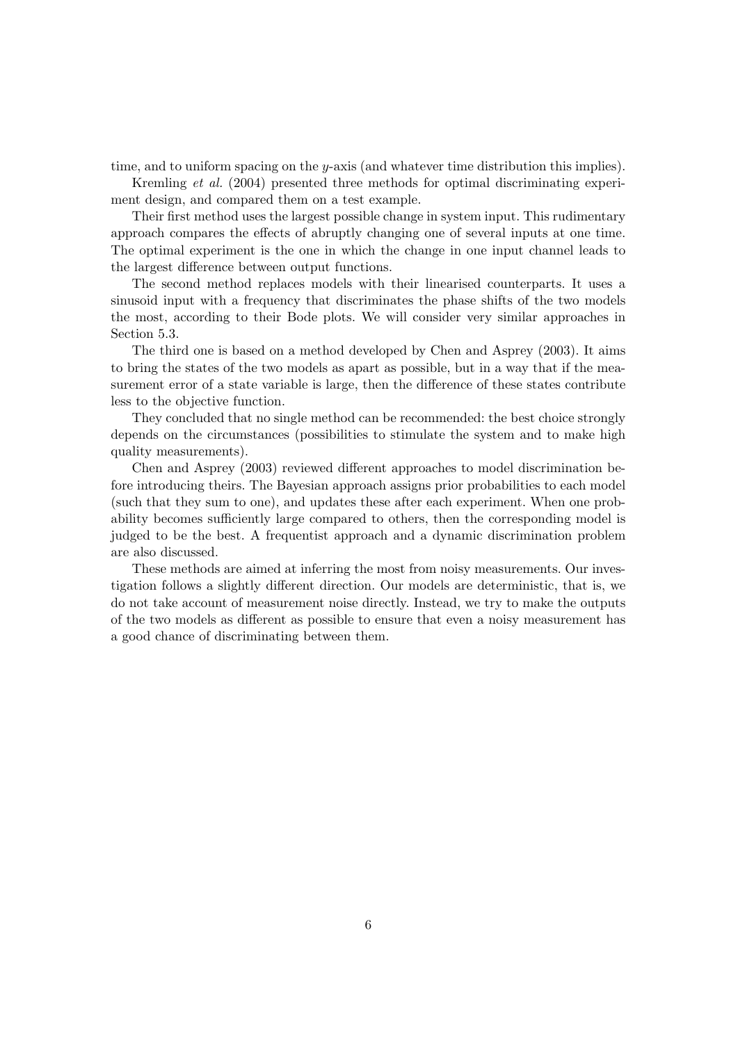time, and to uniform spacing on the $y$-axis (and whatever time distribution this implies).

Kremling *et al.* (2004) presented three methods for optimal discriminating experiment design, and compared them on a test example.

Their first method uses the largest possible change in system input. This rudimentary approach compares the effects of abruptly changing one of several inputs at one time. The optimal experiment is the one in which the change in one input channel leads to the largest difference between output functions.

The second method replaces models with their linearised counterparts. It uses a sinusoid input with a frequency that discriminates the phase shifts of the two models the most, according to their Bode plots. We will consider very similar approaches in Section 5.3.

The third one is based on a method developed by Chen and Asprey (2003). It aims to bring the states of the two models as apart as possible, but in a way that if the measurement error of a state variable is large, then the difference of these states contribute less to the objective function.

They concluded that no single method can be recommended: the best choice strongly depends on the circumstances (possibilities to stimulate the system and to make high quality measurements).

Chen and Asprey (2003) reviewed different approaches to model discrimination before introducing theirs. The Bayesian approach assigns prior probabilities to each model (such that they sum to one), and updates these after each experiment. When one probability becomes sufficiently large compared to others, then the corresponding model is judged to be the best. A frequentist approach and a dynamic discrimination problem are also discussed.

These methods are aimed at inferring the most from noisy measurements. Our investigation follows a slightly different direction. Our models are deterministic, that is, we do not take account of measurement noise directly. Instead, we try to make the outputs of the two models as different as possible to ensure that even a noisy measurement has a good chance of discriminating between them.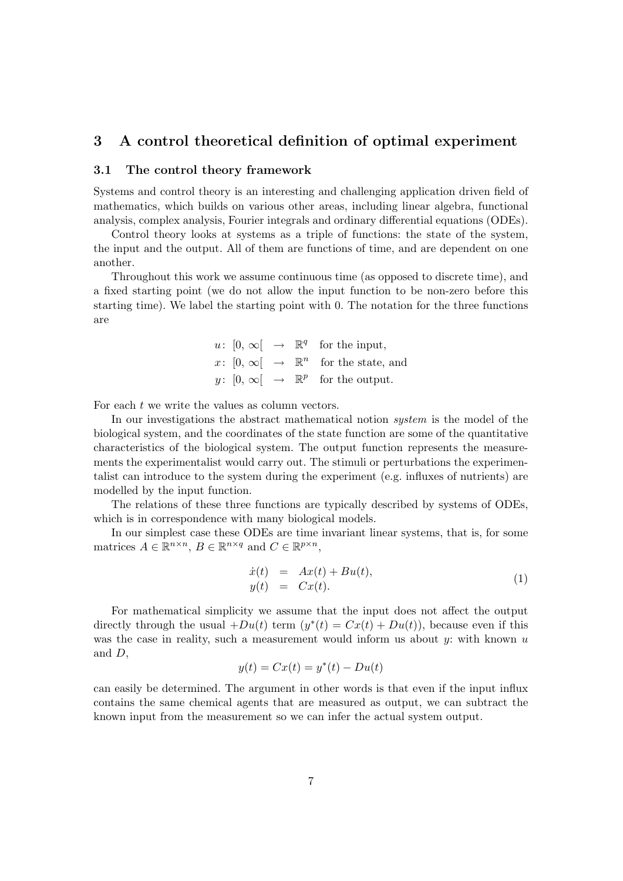## 3 A control theoretical definition of optimal experiment

### 3.1 The control theory framework

Systems and control theory is an interesting and challenging application driven field of mathematics, which builds on various other areas, including linear algebra, functional analysis, complex analysis, Fourier integrals and ordinary differential equations (ODEs).

Control theory looks at systems as a triple of functions: the state of the system, the input and the output. All of them are functions of time, and are dependent on one another.

Throughout this work we assume continuous time (as opposed to discrete time), and a fixed starting point (we do not allow the input function to be non-zero before this starting time). We label the starting point with 0. The notation for the three functions are

$$
\begin{aligned}
u&\colon\ [0,\infty[ \ \rightarrow\ \mathbb{R}^q \quad \text{for the input,}\\
x&\colon\ [0,\infty[ \ \rightarrow\ \mathbb{R}^n \quad \text{for the state, and}\\
y&\colon\ [0,\infty[ \ \rightarrow\ \mathbb{R}^p \quad \text{for the output.}
\end{aligned}
$$

For each $t$ we write the values as column vectors.

In our investigations the abstract mathematical notion *system* is the model of the biological system, and the coordinates of the state function are some of the quantitative characteristics of the biological system. The output function represents the measurements the experimentalist would carry out. The stimuli or perturbations the experimentalist can introduce to the system during the experiment (e.g. influxes of nutrients) are modelled by the input function.

The relations of these three functions are typically described by systems of ODEs, which is in correspondence with many biological models.

In our simplest case these ODEs are time invariant linear systems, that is, for some matrices $A \in \mathbb{R}^{n\times n}$, $B \in \mathbb{R}^{n\times q}$ and $C \in \mathbb{R}^{p\times n}$,

$$
\begin{aligned}
\dot{x}(t) &= Ax(t) + Bu(t),\\
y(t) &= Cx(t).
\end{aligned}
\tag{1}
$$

For mathematical simplicity we assume that the input does not affect the output directly through the usual $+Du(t)$ term ($y^*(t) = Cx(t) + Du(t)$), because even if this was the case in reality, such a measurement would inform us about $y$: with known $u$ and $D$,

$$
y(t) = Cx(t) = y^*(t) - Du(t)
$$

can easily be determined. The argument in other words is that even if the input influx contains the same chemical agents that are measured as output, we can subtract the known input from the measurement so we can infer the actual system output.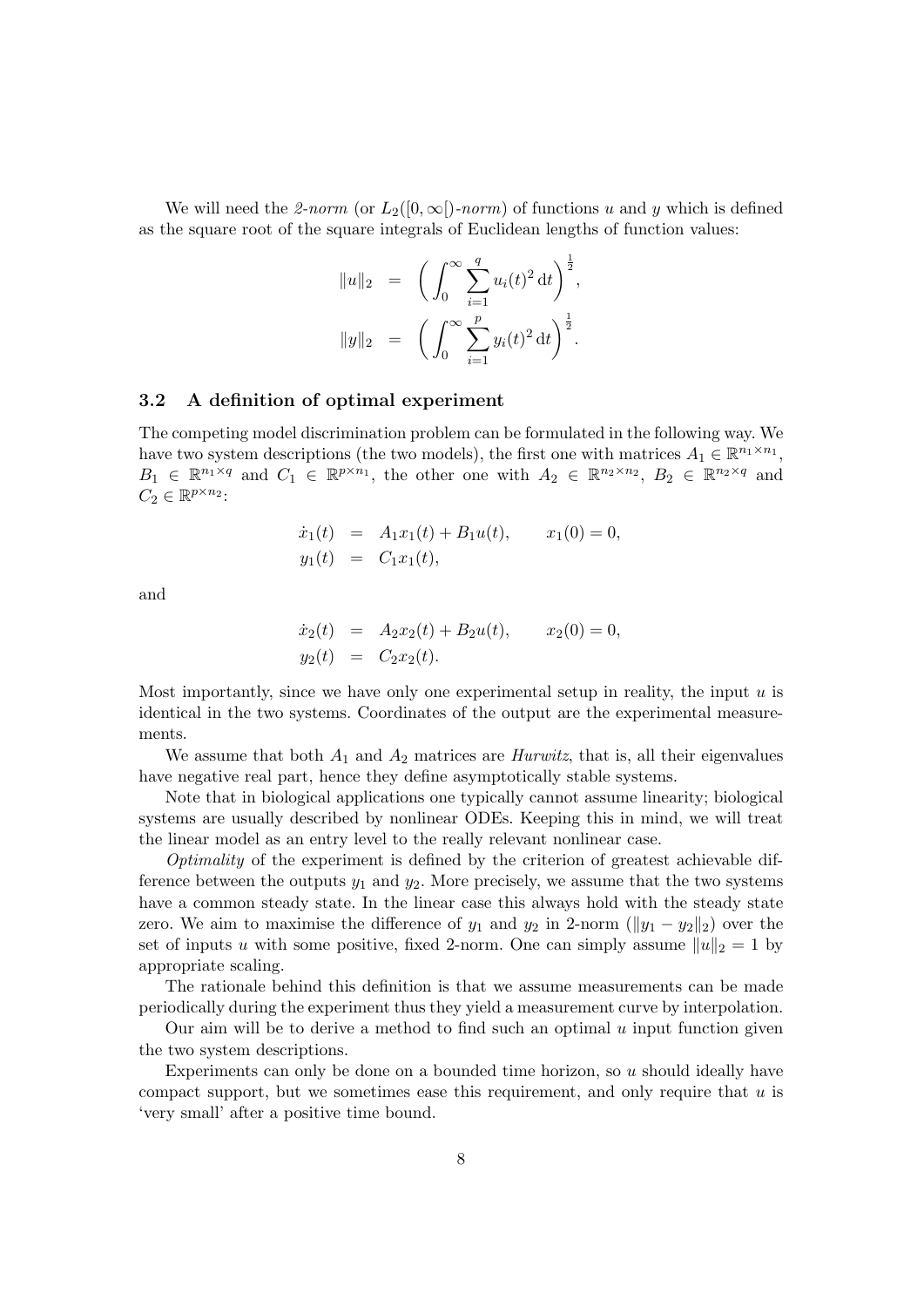We will need the *2-norm* (or $L_2([0,\infty[)$*-norm*) of functions $u$ and $y$ which is defined as the square root of the square integrals of Euclidean lengths of function values:

$$\|u\|_2 = \left(\int_0^\infty \sum_{i=1}^q u_i(t)^2 \,\mathrm{d}t\right)^{\frac{1}{2}},$$

$$\|y\|_2 = \left(\int_0^\infty \sum_{i=1}^p y_i(t)^2 \,\mathrm{d}t\right)^{\frac{1}{2}}.$$

### 3.2 A definition of optimal experiment

The competing model discrimination problem can be formulated in the following way. We have two system descriptions (the two models), the first one with matrices $A_1 \in \mathbb{R}^{n_1 \times n_1}$, $B_1 \in \mathbb{R}^{n_1 \times q}$ and $C_1 \in \mathbb{R}^{p \times n_1}$, the other one with $A_2 \in \mathbb{R}^{n_2 \times n_2}$, $B_2 \in \mathbb{R}^{n_2 \times q}$ and $C_2 \in \mathbb{R}^{p \times n_2}$:

$$\begin{aligned}
\dot{x}_1(t) &= A_1 x_1(t) + B_1 u(t), \qquad x_1(0) = 0, \\
y_1(t) &= C_1 x_1(t),
\end{aligned}$$

and

$$\begin{aligned}
\dot{x}_2(t) &= A_2 x_2(t) + B_2 u(t), \qquad x_2(0) = 0, \\
y_2(t) &= C_2 x_2(t).
\end{aligned}$$

Most importantly, since we have only one experimental setup in reality, the input $u$ is identical in the two systems. Coordinates of the output are the experimental measurements.

We assume that both $A_1$ and $A_2$ matrices are *Hurwitz*, that is, all their eigenvalues have negative real part, hence they define asymptotically stable systems.

Note that in biological applications one typically cannot assume linearity; biological systems are usually described by nonlinear ODEs. Keeping this in mind, we will treat the linear model as an entry level to the really relevant nonlinear case.

*Optimality* of the experiment is defined by the criterion of greatest achievable difference between the outputs $y_1$ and $y_2$. More precisely, we assume that the two systems have a common steady state. In the linear case this always hold with the steady state zero. We aim to maximise the difference of $y_1$ and $y_2$ in 2-norm ($\|y_1 - y_2\|_2$) over the set of inputs $u$ with some positive, fixed 2-norm. One can simply assume $\|u\|_2 = 1$ by appropriate scaling.

The rationale behind this definition is that we assume measurements can be made periodically during the experiment thus they yield a measurement curve by interpolation.

Our aim will be to derive a method to find such an optimal $u$ input function given the two system descriptions.

Experiments can only be done on a bounded time horizon, so $u$ should ideally have compact support, but we sometimes ease this requirement, and only require that $u$ is 'very small' after a positive time bound.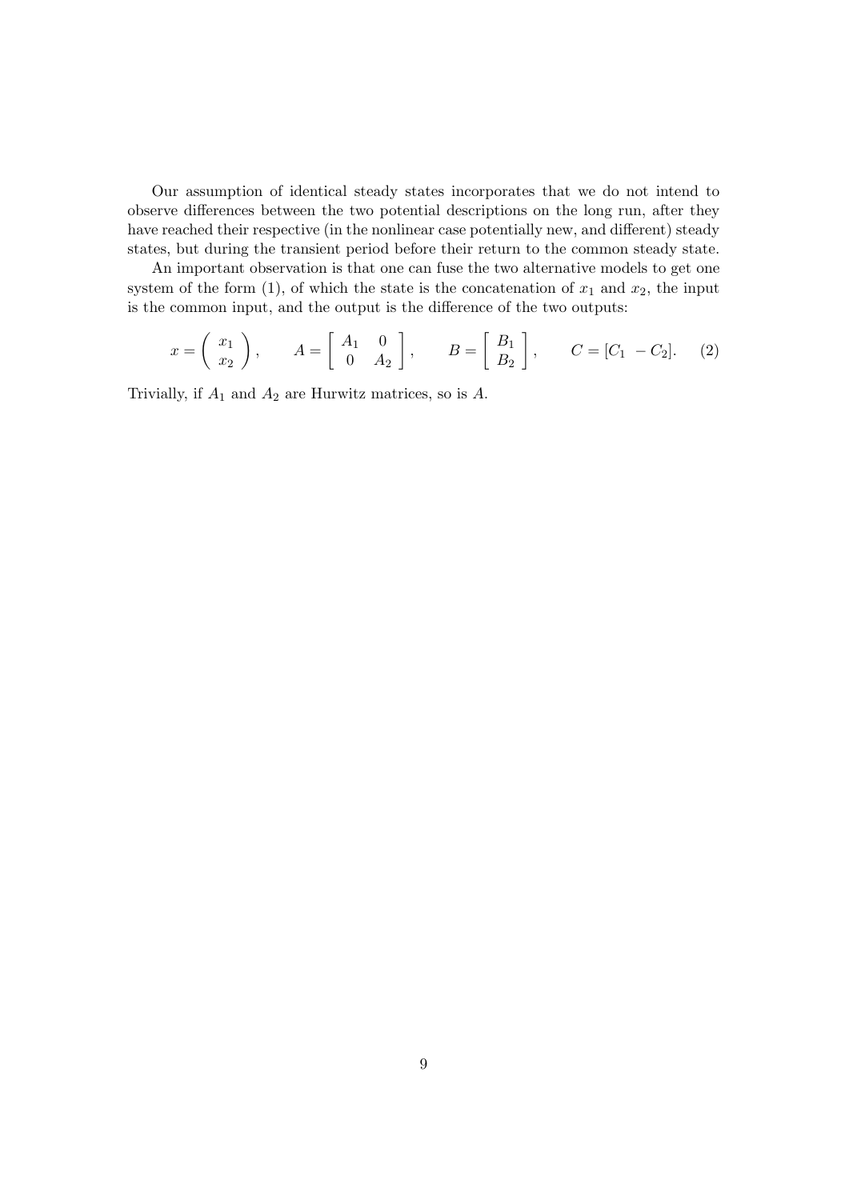Our assumption of identical steady states incorporates that we do not intend to observe differences between the two potential descriptions on the long run, after they have reached their respective (in the nonlinear case potentially new, and different) steady states, but during the transient period before their return to the common steady state.

An important observation is that one can fuse the two alternative models to get one system of the form (1), of which the state is the concatenation of $x_1$ and $x_2$, the input is the common input, and the output is the difference of the two outputs:

$$x = \begin{pmatrix} x_1 \\ x_2 \end{pmatrix}, \qquad A = \begin{bmatrix} A_1 & 0 \\ 0 & A_2 \end{bmatrix}, \qquad B = \begin{bmatrix} B_1 \\ B_2 \end{bmatrix}, \qquad C = [C_1 \ \ -C_2]. \tag{2}$$

Trivially, if $A_1$ and $A_2$ are Hurwitz matrices, so is $A$.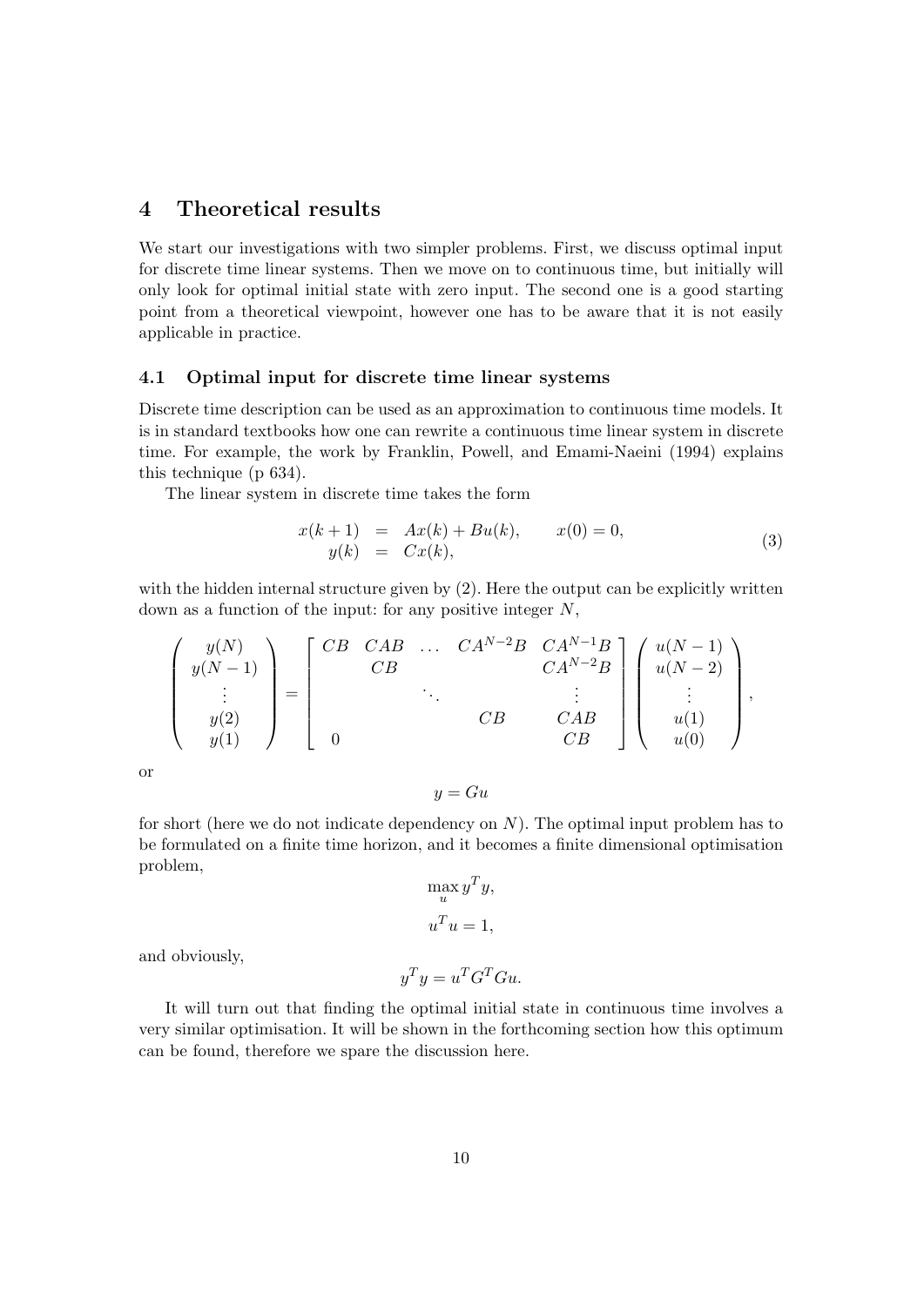## 4 Theoretical results

We start our investigations with two simpler problems. First, we discuss optimal input for discrete time linear systems. Then we move on to continuous time, but initially will only look for optimal initial state with zero input. The second one is a good starting point from a theoretical viewpoint, however one has to be aware that it is not easily applicable in practice.

### 4.1 Optimal input for discrete time linear systems

Discrete time description can be used as an approximation to continuous time models. It is in standard textbooks how one can rewrite a continuous time linear system in discrete time. For example, the work by Franklin, Powell, and Emami-Naeini (1994) explains this technique (p 634).

The linear system in discrete time takes the form

$$
\begin{aligned}
x(k+1) &= Ax(k) + Bu(k), \qquad x(0) = 0, \\
y(k) &= Cx(k),
\end{aligned}
\tag{3}
$$

with the hidden internal structure given by (2). Here the output can be explicitly written down as a function of the input: for any positive integer $N$,

$$
\begin{pmatrix} y(N) \\ y(N-1) \\ \vdots \\ y(2) \\ y(1) \end{pmatrix} = \begin{bmatrix} CB & CAB & \dots & CA^{N-2}B & CA^{N-1}B \\ & CB & & & CA^{N-2}B \\ & & \ddots & & \vdots \\ & & & CB & CAB \\ 0 & & & & CB \end{bmatrix} \begin{pmatrix} u(N-1) \\ u(N-2) \\ \vdots \\ u(1) \\ u(0) \end{pmatrix},
$$

or

$$
y = Gu
$$

for short (here we do not indicate dependency on $N$). The optimal input problem has to be formulated on a finite time horizon, and it becomes a finite dimensional optimisation problem,

$$
\max_u y^T y,
$$

$$
u^T u = 1,
$$

and obviously,

$$
y^T y = u^T G^T G u.
$$

It will turn out that finding the optimal initial state in continuous time involves a very similar optimisation. It will be shown in the forthcoming section how this optimum can be found, therefore we spare the discussion here.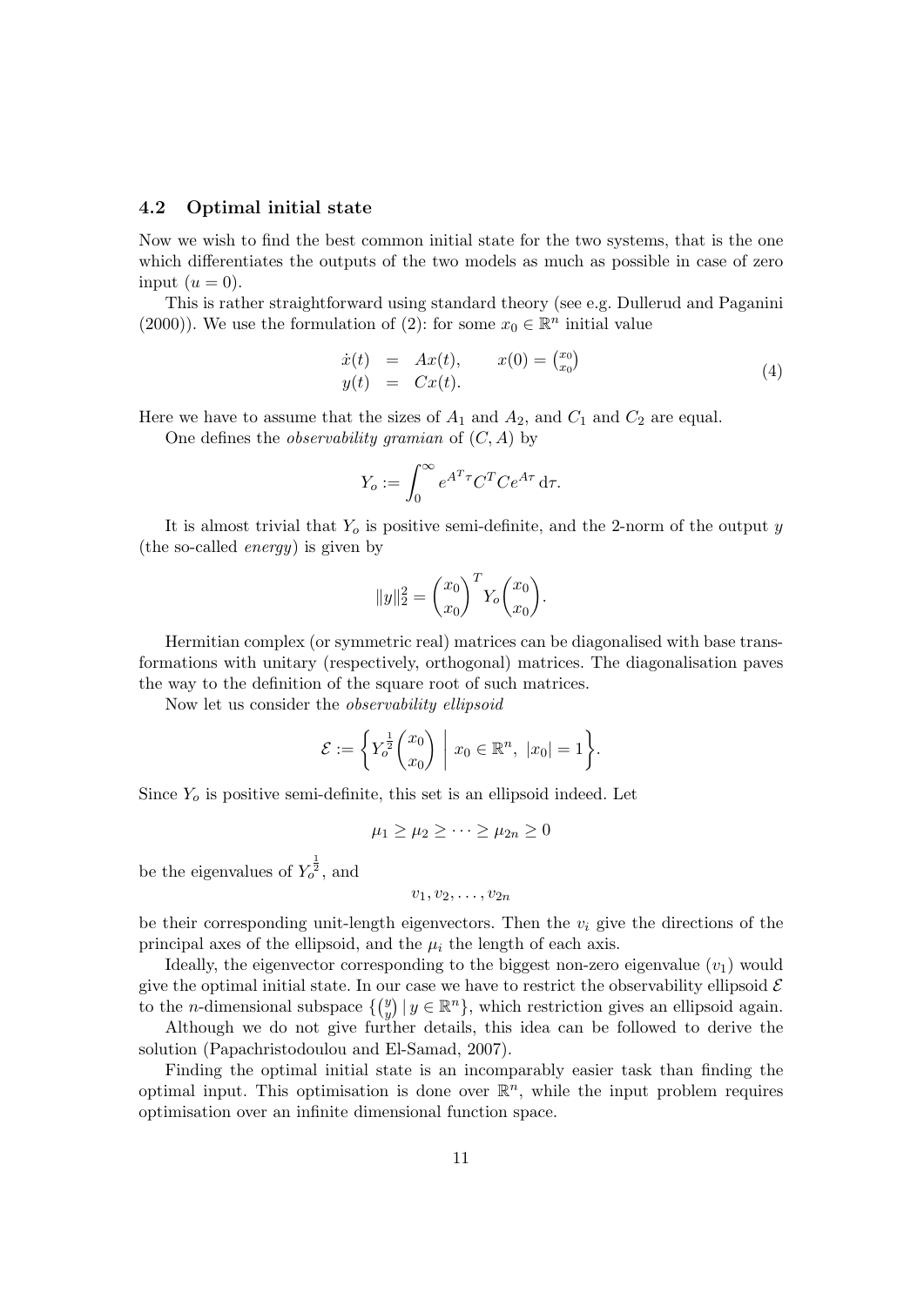### 4.2 Optimal initial state

Now we wish to find the best common initial state for the two systems, that is the one which differentiates the outputs of the two models as much as possible in case of zero input ($u = 0$).

This is rather straightforward using standard theory (see e.g. Dullerud and Paganini (2000)). We use the formulation of (2): for some $x_0 \in \mathbb{R}^n$ initial value

$$
\begin{aligned}
\dot{x}(t) &= Ax(t), \qquad x(0) = \binom{x_0}{x_0} \\
y(t) &= Cx(t).
\end{aligned}
\tag{4}
$$

Here we have to assume that the sizes of $A_1$ and $A_2$, and $C_1$ and $C_2$ are equal.

One defines the *observability gramian* of $(C, A)$ by

$$
Y_o := \int_0^\infty e^{A^T \tau} C^T C e^{A\tau} \, \mathrm{d}\tau.
$$

It is almost trivial that $Y_o$ is positive semi-definite, and the 2-norm of the output $y$ (the so-called *energy*) is given by

$$
\|y\|_2^2 = \begin{pmatrix} x_0 \\ x_0 \end{pmatrix}^T Y_o \begin{pmatrix} x_0 \\ x_0 \end{pmatrix}.
$$

Hermitian complex (or symmetric real) matrices can be diagonalised with base transformations with unitary (respectively, orthogonal) matrices. The diagonalisation paves the way to the definition of the square root of such matrices.

Now let us consider the *observability ellipsoid*

$$
\mathcal{E} := \left\{ Y_o^{\frac{1}{2}} \begin{pmatrix} x_0 \\ x_0 \end{pmatrix} \;\middle|\; x_0 \in \mathbb{R}^n,\ |x_0| = 1 \right\}.
$$

Since $Y_o$ is positive semi-definite, this set is an ellipsoid indeed. Let

$$
\mu_1 \geq \mu_2 \geq \cdots \geq \mu_{2n} \geq 0
$$

be the eigenvalues of $Y_o^{\frac{1}{2}}$, and

$$
v_1, v_2, \ldots, v_{2n}
$$

be their corresponding unit-length eigenvectors. Then the $v_i$ give the directions of the principal axes of the ellipsoid, and the $\mu_i$ the length of each axis.

Ideally, the eigenvector corresponding to the biggest non-zero eigenvalue ($v_1$) would give the optimal initial state. In our case we have to restrict the observability ellipsoid $\mathcal{E}$ to the $n$-dimensional subspace $\{\binom{y}{y} \mid y \in \mathbb{R}^n\}$, which restriction gives an ellipsoid again. Although we do not give further details, this idea can be followed to derive the solution (Papachristodoulou and El-Samad, 2007).

Finding the optimal initial state is an incomparably easier task than finding the optimal input. This optimisation is done over $\mathbb{R}^n$, while the input problem requires optimisation over an infinite dimensional function space.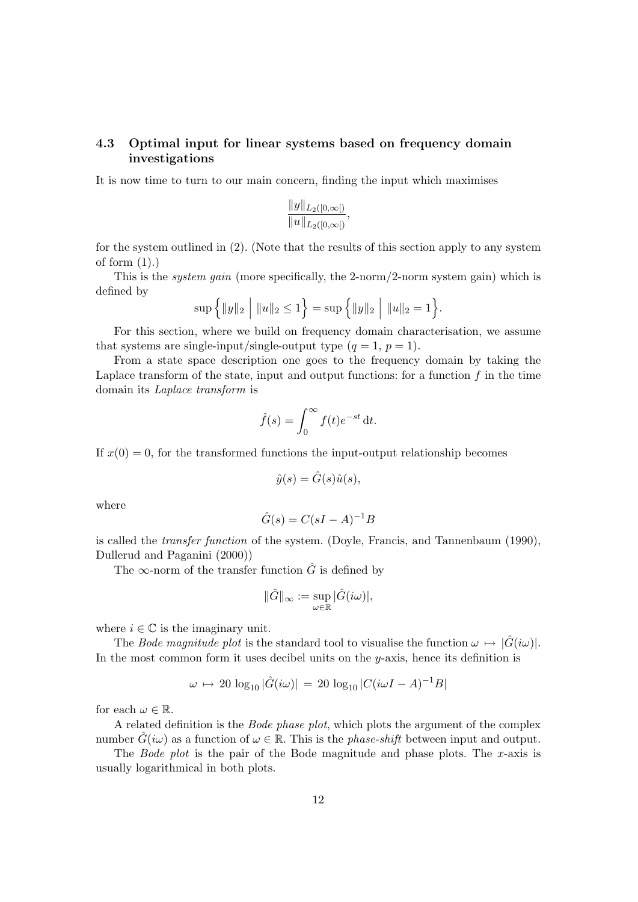### 4.3 Optimal input for linear systems based on frequency domain investigations

It is now time to turn to our main concern, finding the input which maximises

$$\frac{\|y\|_{L_2([0,\infty[)}}{\|u\|_{L_2([0,\infty[)}},$$

for the system outlined in (2). (Note that the results of this section apply to any system of form (1).)

This is the *system gain* (more specifically, the 2-norm/2-norm system gain) which is defined by

$$\sup\Big\{\|y\|_2 \;\Big|\; \|u\|_2 \leq 1\Big\} = \sup\Big\{\|y\|_2 \;\Big|\; \|u\|_2 = 1\Big\}.$$

For this section, where we build on frequency domain characterisation, we assume that systems are single-input/single-output type ($q = 1$, $p = 1$).

From a state space description one goes to the frequency domain by taking the Laplace transform of the state, input and output functions: for a function $f$ in the time domain its *Laplace transform* is

$$\hat{f}(s) = \int_0^\infty f(t)e^{-st}\,\mathrm{d}t.$$

If $x(0) = 0$, for the transformed functions the input-output relationship becomes

$$\hat{y}(s) = \hat{G}(s)\hat{u}(s),$$

where

$$\hat{G}(s) = C(sI - A)^{-1}B$$

is called the *transfer function* of the system. (Doyle, Francis, and Tannenbaum (1990), Dullerud and Paganini (2000))

The $\infty$-norm of the transfer function $\hat{G}$ is defined by

$$\|\hat{G}\|_\infty := \sup_{\omega\in\mathbb{R}} |\hat{G}(i\omega)|,$$

where $i \in \mathbb{C}$ is the imaginary unit.

The *Bode magnitude plot* is the standard tool to visualise the function $\omega \mapsto |\hat{G}(i\omega)|$. In the most common form it uses decibel units on the $y$-axis, hence its definition is

$$\omega \;\mapsto\; 20\,\log_{10}|\hat{G}(i\omega)| \;=\; 20\,\log_{10}|C(i\omega I - A)^{-1}B|$$

for each $\omega \in \mathbb{R}$.

A related definition is the *Bode phase plot*, which plots the argument of the complex number $\hat{G}(i\omega)$ as a function of $\omega \in \mathbb{R}$. This is the *phase-shift* between input and output.

The *Bode plot* is the pair of the Bode magnitude and phase plots. The $x$-axis is usually logarithmical in both plots.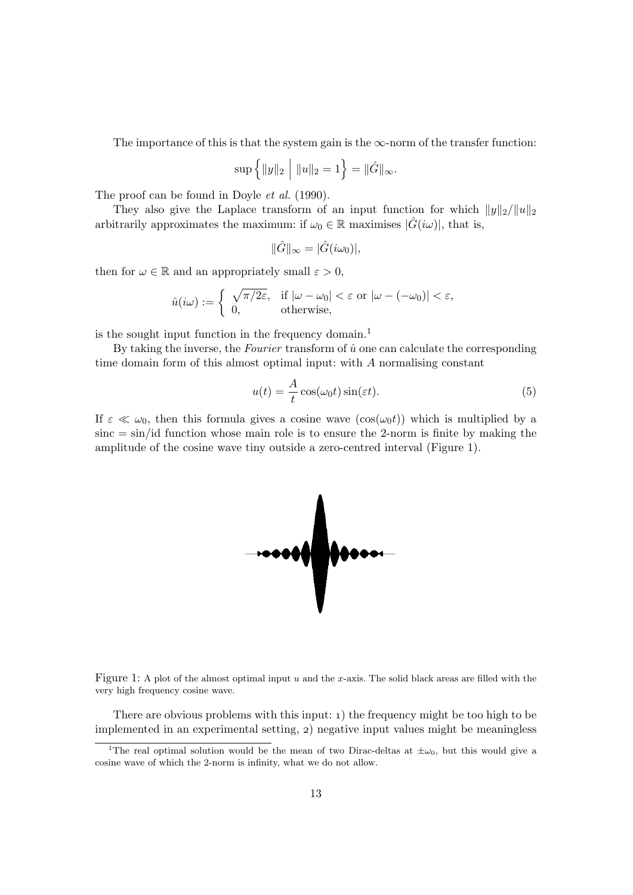The importance of this is that the system gain is the $\infty$-norm of the transfer function:

$$\sup\left\{ \|y\|_2 \;\middle|\; \|u\|_2 = 1 \right\} = \|\hat{G}\|_\infty.$$

The proof can be found in Doyle *et al.* (1990).

They also give the Laplace transform of an input function for which $\|y\|_2/\|u\|_2$ arbitrarily approximates the maximum: if $\omega_0 \in \mathbb{R}$ maximises $|\hat{G}(i\omega)|$, that is,

$$\|\hat{G}\|_\infty = |\hat{G}(i\omega_0)|,$$

then for $\omega \in \mathbb{R}$ and an appropriately small $\varepsilon > 0$,

$$\hat{u}(i\omega) := \begin{cases} \sqrt{\pi/2\varepsilon}, & \text{if } |\omega - \omega_0| < \varepsilon \text{ or } |\omega - (-\omega_0)| < \varepsilon, \\ 0, & \text{otherwise,} \end{cases}$$

is the sought input function in the frequency domain.[1]

By taking the inverse, the *Fourier* transform of $\hat{u}$ one can calculate the corresponding time domain form of this almost optimal input: with $A$ normalising constant

$$u(t) = \frac{A}{t} \cos(\omega_0 t) \sin(\varepsilon t). \tag{5}$$

If $\varepsilon \ll \omega_0$, then this formula gives a cosine wave ($\cos(\omega_0 t)$) which is multiplied by a $\mathrm{sinc} = \sin/\mathrm{id}$ function whose main role is to ensure the 2-norm is finite by making the amplitude of the cosine wave tiny outside a zero-centred interval (Figure 1).

Figure 1: A plot of the almost optimal input $u$ and the $x$-axis. The solid black areas are filled with the very high frequency cosine wave.

There are obvious problems with this input: 1) the frequency might be too high to be implemented in an experimental setting, 2) negative input values might be meaningless

[1] The real optimal solution would be the mean of two Dirac-deltas at $\pm\omega_0$, but this would give a cosine wave of which the 2-norm is infinity, what we do not allow.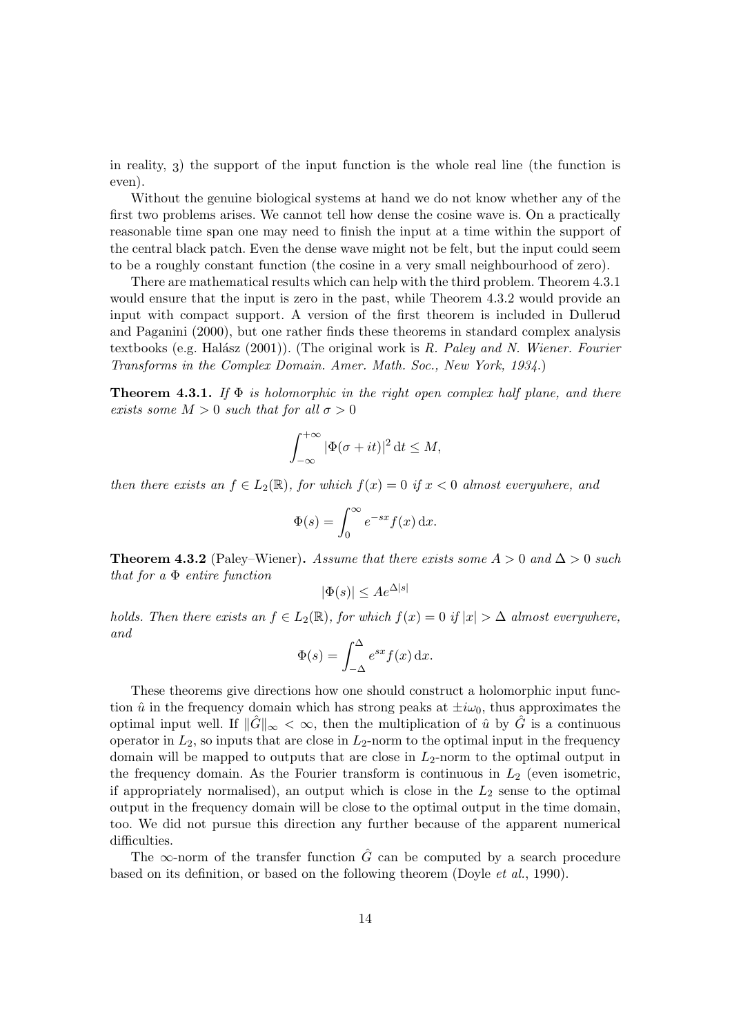in reality, 3) the support of the input function is the whole real line (the function is even).

Without the genuine biological systems at hand we do not know whether any of the first two problems arises. We cannot tell how dense the cosine wave is. On a practically reasonable time span one may need to finish the input at a time within the support of the central black patch. Even the dense wave might not be felt, but the input could seem to be a roughly constant function (the cosine in a very small neighbourhood of zero).

There are mathematical results which can help with the third problem. Theorem 4.3.1 would ensure that the input is zero in the past, while Theorem 4.3.2 would provide an input with compact support. A version of the first theorem is included in Dullerud and Paganini (2000), but one rather finds these theorems in standard complex analysis textbooks (e.g. Halász (2001)). (The original work is *R. Paley and N. Wiener. Fourier Transforms in the Complex Domain. Amer. Math. Soc., New York, 1934.*)

**Theorem 4.3.1.** *If $\Phi$ is holomorphic in the right open complex half plane, and there exists some $M > 0$ such that for all $\sigma > 0$*

$$\int_{-\infty}^{+\infty} |\Phi(\sigma + it)|^2 \, \mathrm{d}t \leq M,$$

*then there exists an $f \in L_2(\mathbb{R})$, for which $f(x) = 0$ if $x < 0$ almost everywhere, and*

$$\Phi(s) = \int_0^\infty e^{-sx} f(x) \, \mathrm{d}x.$$

**Theorem 4.3.2** (Paley–Wiener)**.** *Assume that there exists some $A > 0$ and $\Delta > 0$ such that for a $\Phi$ entire function*

$$|\Phi(s)| \leq A e^{\Delta |s|}$$

*holds. Then there exists an $f \in L_2(\mathbb{R})$, for which $f(x) = 0$ if $|x| > \Delta$ almost everywhere, and*

$$\Phi(s) = \int_{-\Delta}^{\Delta} e^{sx} f(x) \, \mathrm{d}x.$$

These theorems give directions how one should construct a holomorphic input function $\hat{u}$ in the frequency domain which has strong peaks at $\pm i\omega_0$, thus approximates the optimal input well. If $\|\hat{G}\|_\infty < \infty$, then the multiplication of $\hat{u}$ by $\hat{G}$ is a continuous operator in $L_2$, so inputs that are close in $L_2$-norm to the optimal input in the frequency domain will be mapped to outputs that are close in $L_2$-norm to the optimal output in the frequency domain. As the Fourier transform is continuous in $L_2$ (even isometric, if appropriately normalised), an output which is close in the $L_2$ sense to the optimal output in the frequency domain will be close to the optimal output in the time domain, too. We did not pursue this direction any further because of the apparent numerical difficulties.

The $\infty$-norm of the transfer function $\hat{G}$ can be computed by a search procedure based on its definition, or based on the following theorem (Doyle *et al.*, 1990).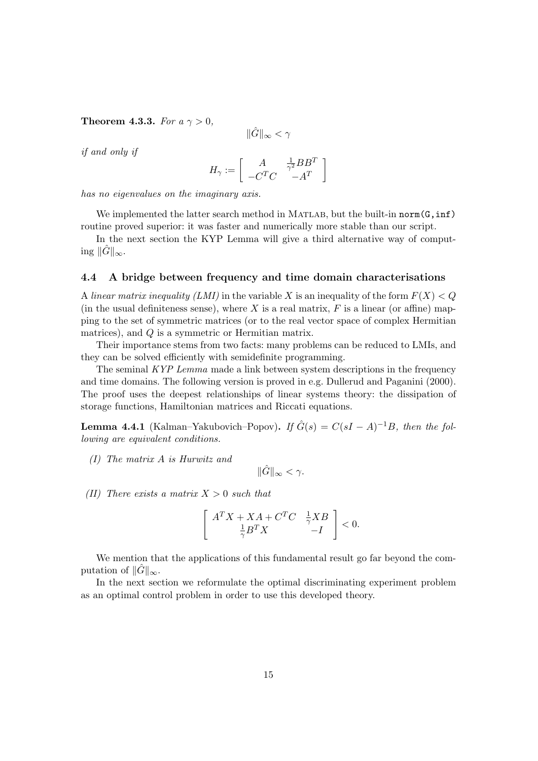**Theorem 4.3.3.** *For a $\gamma > 0$,*

$$\|\hat{G}\|_\infty < \gamma$$

*if and only if*

$$H_\gamma := \begin{bmatrix} A & \frac{1}{\gamma^2} BB^T \\ -C^T C & -A^T \end{bmatrix}$$

*has no eigenvalues on the imaginary axis.*

We implemented the latter search method in MATLAB, but the built-in `norm(G,inf)` routine proved superior: it was faster and numerically more stable than our script.

In the next section the KYP Lemma will give a third alternative way of computing $\|\hat{G}\|_\infty$.

## 4.4 A bridge between frequency and time domain characterisations

A *linear matrix inequality (LMI)* in the variable $X$ is an inequality of the form $F(X) < Q$ (in the usual definiteness sense), where $X$ is a real matrix, $F$ is a linear (or affine) mapping to the set of symmetric matrices (or to the real vector space of complex Hermitian matrices), and $Q$ is a symmetric or Hermitian matrix.

Their importance stems from two facts: many problems can be reduced to LMIs, and they can be solved efficiently with semidefinite programming.

The seminal *KYP Lemma* made a link between system descriptions in the frequency and time domains. The following version is proved in e.g. Dullerud and Paganini (2000). The proof uses the deepest relationships of linear systems theory: the dissipation of storage functions, Hamiltonian matrices and Riccati equations.

**Lemma 4.4.1** (Kalman–Yakubovich–Popov)**.** *If $\hat{G}(s) = C(sI - A)^{-1}B$, then the following are equivalent conditions.*

*(I) The matrix $A$ is Hurwitz and*

$$\|\hat{G}\|_\infty < \gamma.$$

*(II) There exists a matrix $X > 0$ such that*

$$\begin{bmatrix} A^T X + XA + C^T C & \frac{1}{\gamma} XB \\ \frac{1}{\gamma} B^T X & -I \end{bmatrix} < 0.$$

We mention that the applications of this fundamental result go far beyond the computation of $\|\hat{G}\|_\infty$.

In the next section we reformulate the optimal discriminating experiment problem as an optimal control problem in order to use this developed theory.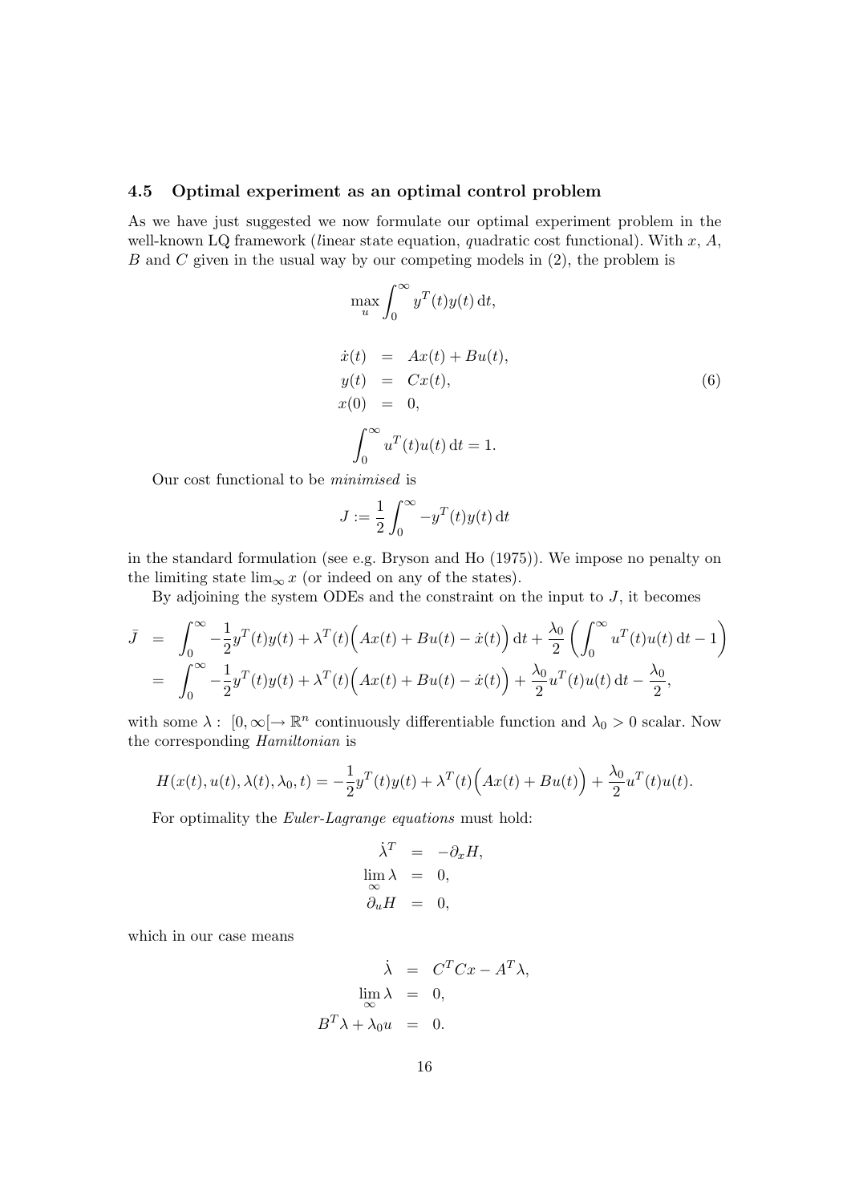### 4.5 Optimal experiment as an optimal control problem

As we have just suggested we now formulate our optimal experiment problem in the well-known LQ framework (*l*inear state equation, *q*uadratic cost functional). With $x$, $A$, $B$ and $C$ given in the usual way by our competing models in (2), the problem is

$$\max_u \int_0^\infty y^T(t)y(t)\,\mathrm{d}t,$$

$$\begin{aligned}
\dot{x}(t) &= Ax(t) + Bu(t), \\
y(t) &= Cx(t), \\
x(0) &= 0,
\end{aligned} \tag{6}$$

$$\int_0^\infty u^T(t)u(t)\,\mathrm{d}t = 1.$$

Our cost functional to be *minimised* is

$$J := \frac{1}{2}\int_0^\infty -y^T(t)y(t)\,\mathrm{d}t$$

in the standard formulation (see e.g. Bryson and Ho (1975)). We impose no penalty on the limiting state $\lim_\infty x$ (or indeed on any of the states).

By adjoining the system ODEs and the constraint on the input to $J$, it becomes

$$\begin{aligned}
\bar{J} &= \int_0^\infty -\frac{1}{2}y^T(t)y(t) + \lambda^T(t)\Big(Ax(t) + Bu(t) - \dot{x}(t)\Big)\,\mathrm{d}t + \frac{\lambda_0}{2}\left(\int_0^\infty u^T(t)u(t)\,\mathrm{d}t - 1\right) \\
&= \int_0^\infty -\frac{1}{2}y^T(t)y(t) + \lambda^T(t)\Big(Ax(t) + Bu(t) - \dot{x}(t)\Big) + \frac{\lambda_0}{2}u^T(t)u(t)\,\mathrm{d}t - \frac{\lambda_0}{2},
\end{aligned}$$

with some $\lambda : \ [0, \infty[ \to \mathbb{R}^n$ continuously differentiable function and $\lambda_0 > 0$ scalar. Now the corresponding *Hamiltonian* is

$$H(x(t), u(t), \lambda(t), \lambda_0, t) = -\frac{1}{2}y^T(t)y(t) + \lambda^T(t)\Big(Ax(t) + Bu(t)\Big) + \frac{\lambda_0}{2}u^T(t)u(t).$$

For optimality the *Euler-Lagrange equations* must hold:

$$\begin{aligned}
\dot{\lambda}^T &= -\partial_x H, \\
\lim_\infty \lambda &= 0, \\
\partial_u H &= 0,
\end{aligned}$$

which in our case means

$$\begin{aligned}
\dot{\lambda} &= C^TCx - A^T\lambda, \\
\lim_\infty \lambda &= 0, \\
B^T\lambda + \lambda_0 u &= 0.
\end{aligned}$$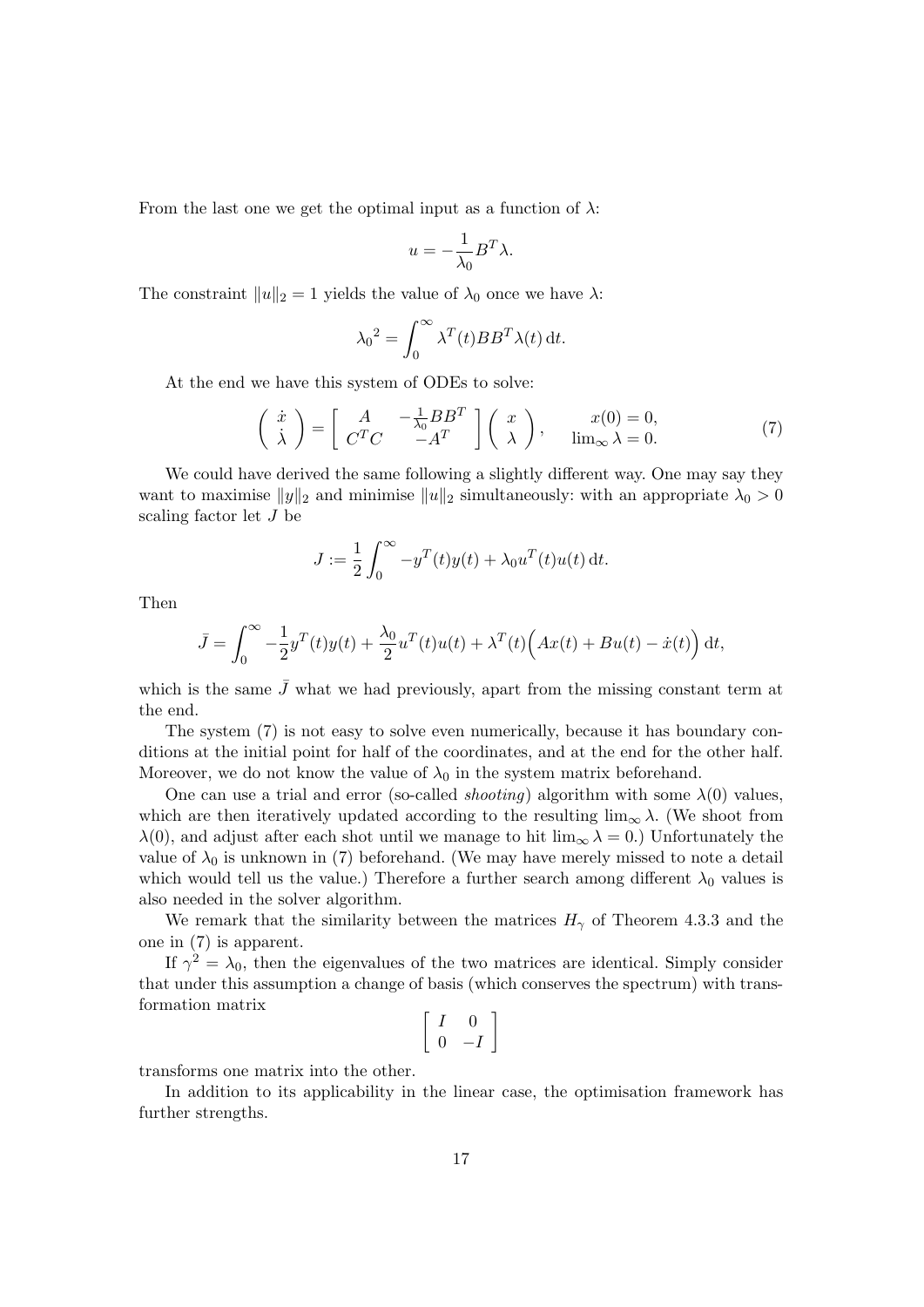From the last one we get the optimal input as a function of $\lambda$:

$$u = -\frac{1}{\lambda_0} B^T \lambda.$$

The constraint $\|u\|_2 = 1$ yields the value of $\lambda_0$ once we have $\lambda$:

$${\lambda_0}^2 = \int_0^\infty \lambda^T(t) B B^T \lambda(t) \, \mathrm{d}t.$$

At the end we have this system of ODEs to solve:

$$\begin{pmatrix} \dot{x} \\ \dot{\lambda} \end{pmatrix} = \begin{bmatrix} A & -\frac{1}{\lambda_0} B B^T \\ C^T C & -A^T \end{bmatrix} \begin{pmatrix} x \\ \lambda \end{pmatrix}, \qquad \begin{array}{c} x(0) = 0, \\ \lim_\infty \lambda = 0. \end{array} \tag{7}$$

We could have derived the same following a slightly different way. One may say they want to maximise $\|y\|_2$ and minimise $\|u\|_2$ simultaneously: with an appropriate $\lambda_0 > 0$ scaling factor let $J$ be

$$J := \frac{1}{2} \int_0^\infty -y^T(t) y(t) + \lambda_0 u^T(t) u(t) \, \mathrm{d}t.$$

Then

$$\bar{J} = \int_0^\infty -\frac{1}{2} y^T(t) y(t) + \frac{\lambda_0}{2} u^T(t) u(t) + \lambda^T(t) \Big( A x(t) + B u(t) - \dot{x}(t) \Big) \, \mathrm{d}t,$$

which is the same $\bar{J}$ what we had previously, apart from the missing constant term at the end.

The system (7) is not easy to solve even numerically, because it has boundary conditions at the initial point for half of the coordinates, and at the end for the other half. Moreover, we do not know the value of $\lambda_0$ in the system matrix beforehand.

One can use a trial and error (so-called *shooting*) algorithm with some $\lambda(0)$ values, which are then iteratively updated according to the resulting $\lim_\infty \lambda$. (We shoot from $\lambda(0)$, and adjust after each shot until we manage to hit $\lim_\infty \lambda = 0$.) Unfortunately the value of $\lambda_0$ is unknown in (7) beforehand. (We may have merely missed to note a detail which would tell us the value.) Therefore a further search among different $\lambda_0$ values is also needed in the solver algorithm.

We remark that the similarity between the matrices $H_\gamma$ of Theorem 4.3.3 and the one in (7) is apparent.

If $\gamma^2 = \lambda_0$, then the eigenvalues of the two matrices are identical. Simply consider that under this assumption a change of basis (which conserves the spectrum) with transformation matrix

$$\begin{bmatrix} I & 0 \\ 0 & -I \end{bmatrix}$$

transforms one matrix into the other.

In addition to its applicability in the linear case, the optimisation framework has further strengths.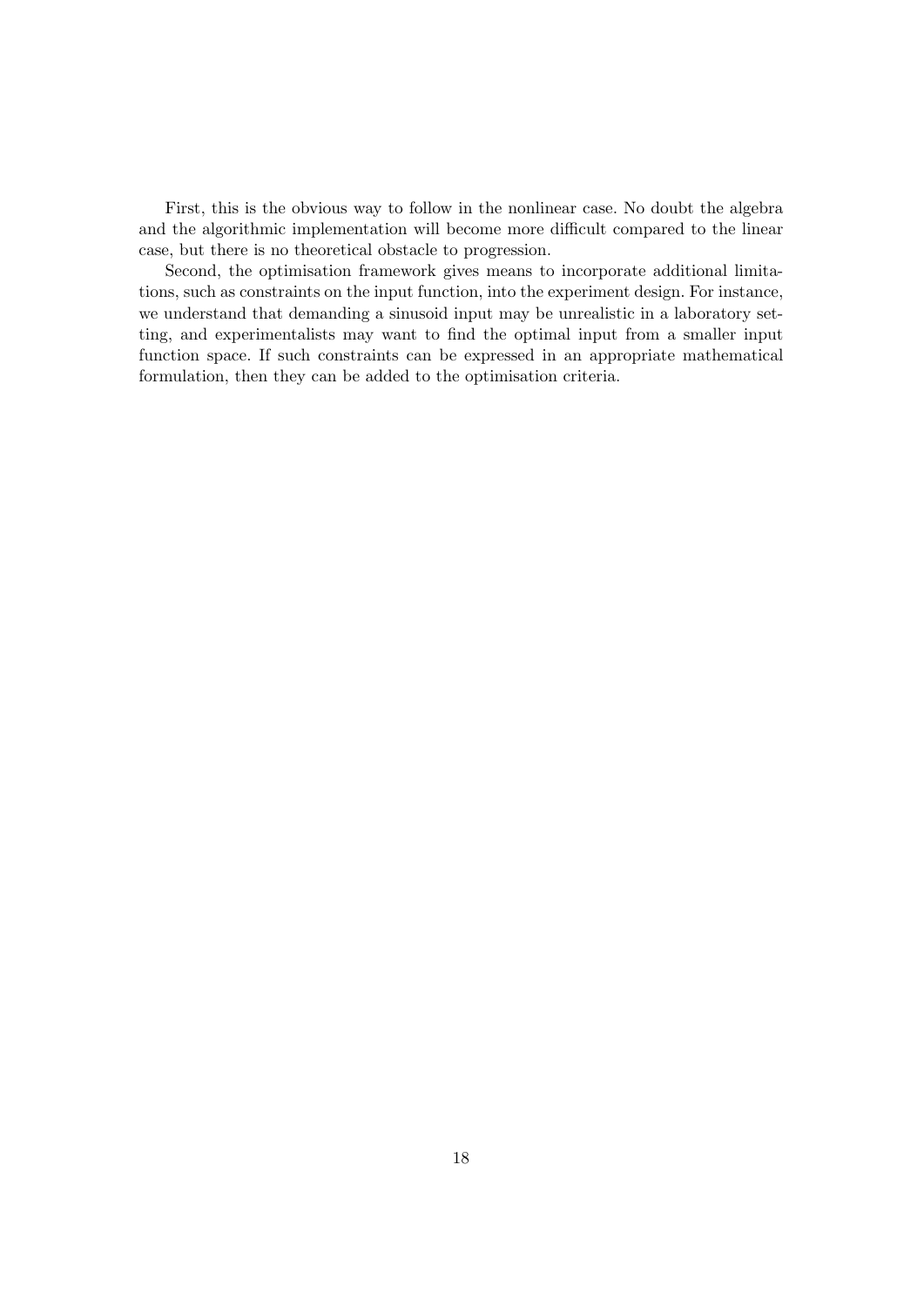First, this is the obvious way to follow in the nonlinear case. No doubt the algebra and the algorithmic implementation will become more difficult compared to the linear case, but there is no theoretical obstacle to progression.

Second, the optimisation framework gives means to incorporate additional limitations, such as constraints on the input function, into the experiment design. For instance, we understand that demanding a sinusoid input may be unrealistic in a laboratory setting, and experimentalists may want to find the optimal input from a smaller input function space. If such constraints can be expressed in an appropriate mathematical formulation, then they can be added to the optimisation criteria.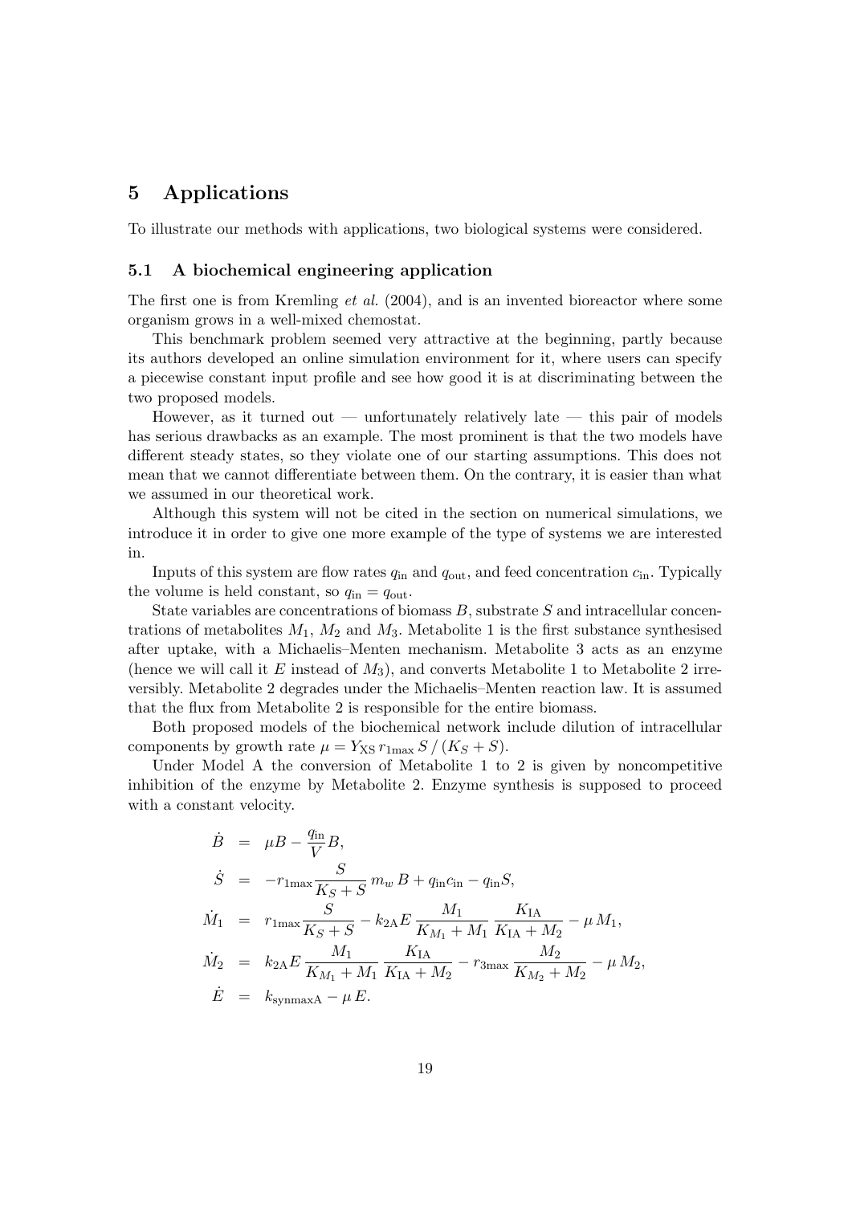# 5 Applications

To illustrate our methods with applications, two biological systems were considered.

## 5.1 A biochemical engineering application

The first one is from Kremling *et al.* (2004), and is an invented bioreactor where some organism grows in a well-mixed chemostat.

This benchmark problem seemed very attractive at the beginning, partly because its authors developed an online simulation environment for it, where users can specify a piecewise constant input profile and see how good it is at discriminating between the two proposed models.

However, as it turned out — unfortunately relatively late — this pair of models has serious drawbacks as an example. The most prominent is that the two models have different steady states, so they violate one of our starting assumptions. This does not mean that we cannot differentiate between them. On the contrary, it is easier than what we assumed in our theoretical work.

Although this system will not be cited in the section on numerical simulations, we introduce it in order to give one more example of the type of systems we are interested in.

Inputs of this system are flow rates $q_{\text{in}}$ and $q_{\text{out}}$, and feed concentration $c_{\text{in}}$. Typically the volume is held constant, so $q_{\text{in}} = q_{\text{out}}$.

State variables are concentrations of biomass $B$, substrate $S$ and intracellular concentrations of metabolites $M_1$, $M_2$ and $M_3$. Metabolite 1 is the first substance synthesised after uptake, with a Michaelis–Menten mechanism. Metabolite 3 acts as an enzyme (hence we will call it $E$ instead of $M_3$), and converts Metabolite 1 to Metabolite 2 irreversibly. Metabolite 2 degrades under the Michaelis–Menten reaction law. It is assumed that the flux from Metabolite 2 is responsible for the entire biomass.

Both proposed models of the biochemical network include dilution of intracellular components by growth rate $\mu = Y_{\text{XS}}\, r_{1\text{max}}\, S \,/\, (K_S + S)$.

Under Model A the conversion of Metabolite 1 to 2 is given by noncompetitive inhibition of the enzyme by Metabolite 2. Enzyme synthesis is supposed to proceed with a constant velocity.

$$
\begin{aligned}
\dot{B} &= \mu B - \frac{q_{\text{in}}}{V} B, \\
\dot{S} &= -r_{1\text{max}} \frac{S}{K_S + S}\, m_w\, B + q_{\text{in}} c_{\text{in}} - q_{\text{in}} S, \\
\dot{M}_1 &= r_{1\text{max}} \frac{S}{K_S + S} - k_{2\text{A}} E \,\frac{M_1}{K_{M_1} + M_1}\,\frac{K_{\text{IA}}}{K_{\text{IA}} + M_2} - \mu\, M_1, \\
\dot{M}_2 &= k_{2\text{A}} E \,\frac{M_1}{K_{M_1} + M_1}\,\frac{K_{\text{IA}}}{K_{\text{IA}} + M_2} - r_{3\text{max}} \,\frac{M_2}{K_{M_2} + M_2} - \mu\, M_2, \\
\dot{E} &= k_{\text{synmaxA}} - \mu\, E.
\end{aligned}
$$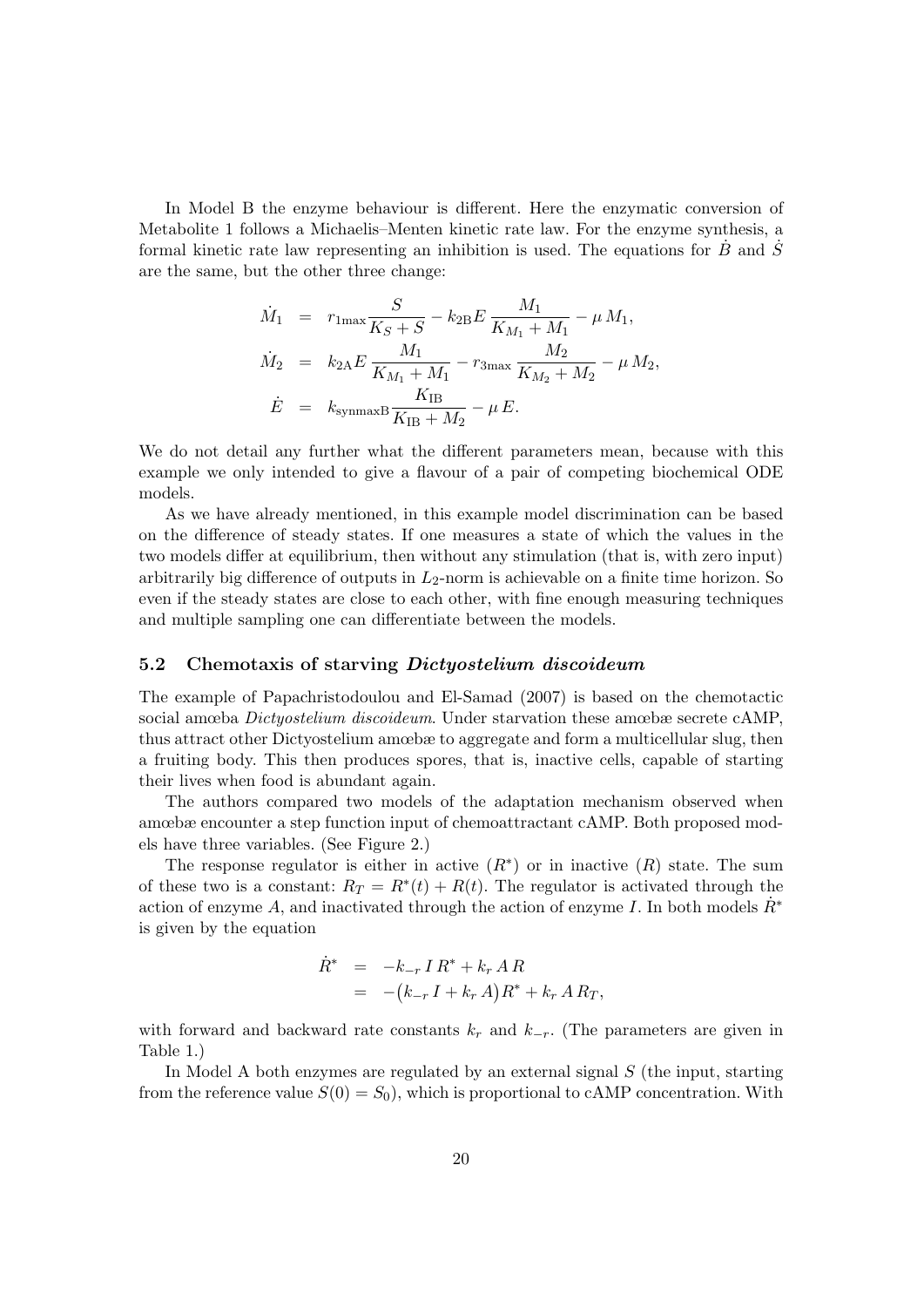In Model B the enzyme behaviour is different. Here the enzymatic conversion of Metabolite 1 follows a Michaelis–Menten kinetic rate law. For the enzyme synthesis, a formal kinetic rate law representing an inhibition is used. The equations for $\dot{B}$ and $\dot{S}$ are the same, but the other three change:

$$
\begin{aligned}
\dot{M}_1 &= r_{1\max}\frac{S}{K_S + S} - k_{2\mathrm{B}}E\,\frac{M_1}{K_{M_1} + M_1} - \mu\, M_1, \\
\dot{M}_2 &= k_{2\mathrm{A}}E\,\frac{M_1}{K_{M_1} + M_1} - r_{3\max}\,\frac{M_2}{K_{M_2} + M_2} - \mu\, M_2, \\
\dot{E} &= k_{\mathrm{synmaxB}}\frac{K_{\mathrm{IB}}}{K_{\mathrm{IB}} + M_2} - \mu\, E.
\end{aligned}
$$

We do not detail any further what the different parameters mean, because with this example we only intended to give a flavour of a pair of competing biochemical ODE models.

As we have already mentioned, in this example model discrimination can be based on the difference of steady states. If one measures a state of which the values in the two models differ at equilibrium, then without any stimulation (that is, with zero input) arbitrarily big difference of outputs in $L_2$-norm is achievable on a finite time horizon. So even if the steady states are close to each other, with fine enough measuring techniques and multiple sampling one can differentiate between the models.

### 5.2 Chemotaxis of starving *Dictyostelium discoideum*

The example of Papachristodoulou and El-Samad (2007) is based on the chemotactic social amœba *Dictyostelium discoideum*. Under starvation these amœbæ secrete cAMP, thus attract other Dictyostelium amœbæ to aggregate and form a multicellular slug, then a fruiting body. This then produces spores, that is, inactive cells, capable of starting their lives when food is abundant again.

The authors compared two models of the adaptation mechanism observed when amœbæ encounter a step function input of chemoattractant cAMP. Both proposed models have three variables. (See Figure 2.)

The response regulator is either in active ($R^*$) or in inactive ($R$) state. The sum of these two is a constant: $R_T = R^*(t) + R(t)$. The regulator is activated through the action of enzyme $A$, and inactivated through the action of enzyme $I$. In both models $\dot{R}^*$ is given by the equation

$$
\begin{aligned}
\dot{R}^* &= -k_{-r}\, I\, R^* + k_r\, A\, R \\
&= -\big(k_{-r}\, I + k_r\, A\big)R^* + k_r\, A\, R_T,
\end{aligned}
$$

with forward and backward rate constants $k_r$ and $k_{-r}$. (The parameters are given in Table 1.)

In Model A both enzymes are regulated by an external signal $S$ (the input, starting from the reference value $S(0) = S_0$), which is proportional to cAMP concentration. With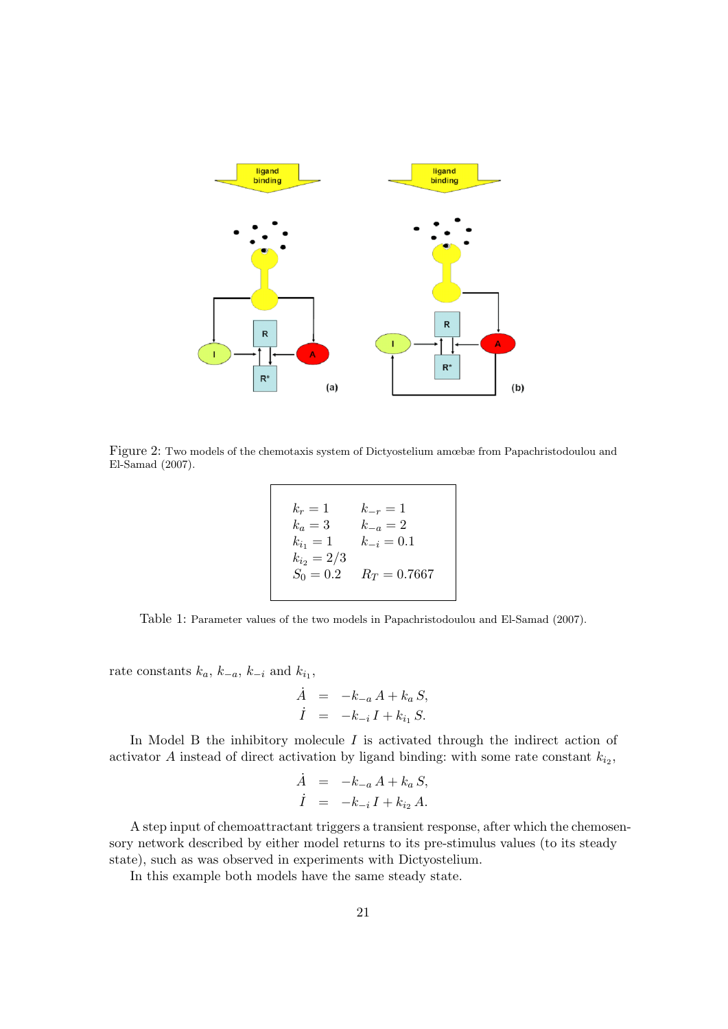Figure 2: Two models of the chemotaxis system of Dictyostelium amœbæ from Papachristodoulou and El-Samad (2007).

| | |
|---|---|
| $k_r = 1$ | $k_{-r} = 1$ |
| $k_a = 3$ | $k_{-a} = 2$ |
| $k_{i_1} = 1$ | $k_{-i} = 0.1$ |
| $k_{i_2} = 2/3$ | |
| $S_0 = 0.2$ | $R_T = 0.7667$ |

Table 1: Parameter values of the two models in Papachristodoulou and El-Samad (2007).

rate constants $k_a$, $k_{-a}$, $k_{-i}$ and $k_{i_1}$,

$$
\begin{aligned}
\dot{A} &= -k_{-a}\,A + k_a\,S, \\
\dot{I} &= -k_{-i}\,I + k_{i_1}\,S.
\end{aligned}
$$

In Model B the inhibitory molecule $I$ is activated through the indirect action of activator $A$ instead of direct activation by ligand binding: with some rate constant $k_{i_2}$,

$$
\begin{aligned}
\dot{A} &= -k_{-a}\,A + k_a\,S, \\
\dot{I} &= -k_{-i}\,I + k_{i_2}\,A.
\end{aligned}
$$

A step input of chemoattractant triggers a transient response, after which the chemosensory network described by either model returns to its pre-stimulus values (to its steady state), such as was observed in experiments with Dictyostelium.

In this example both models have the same steady state.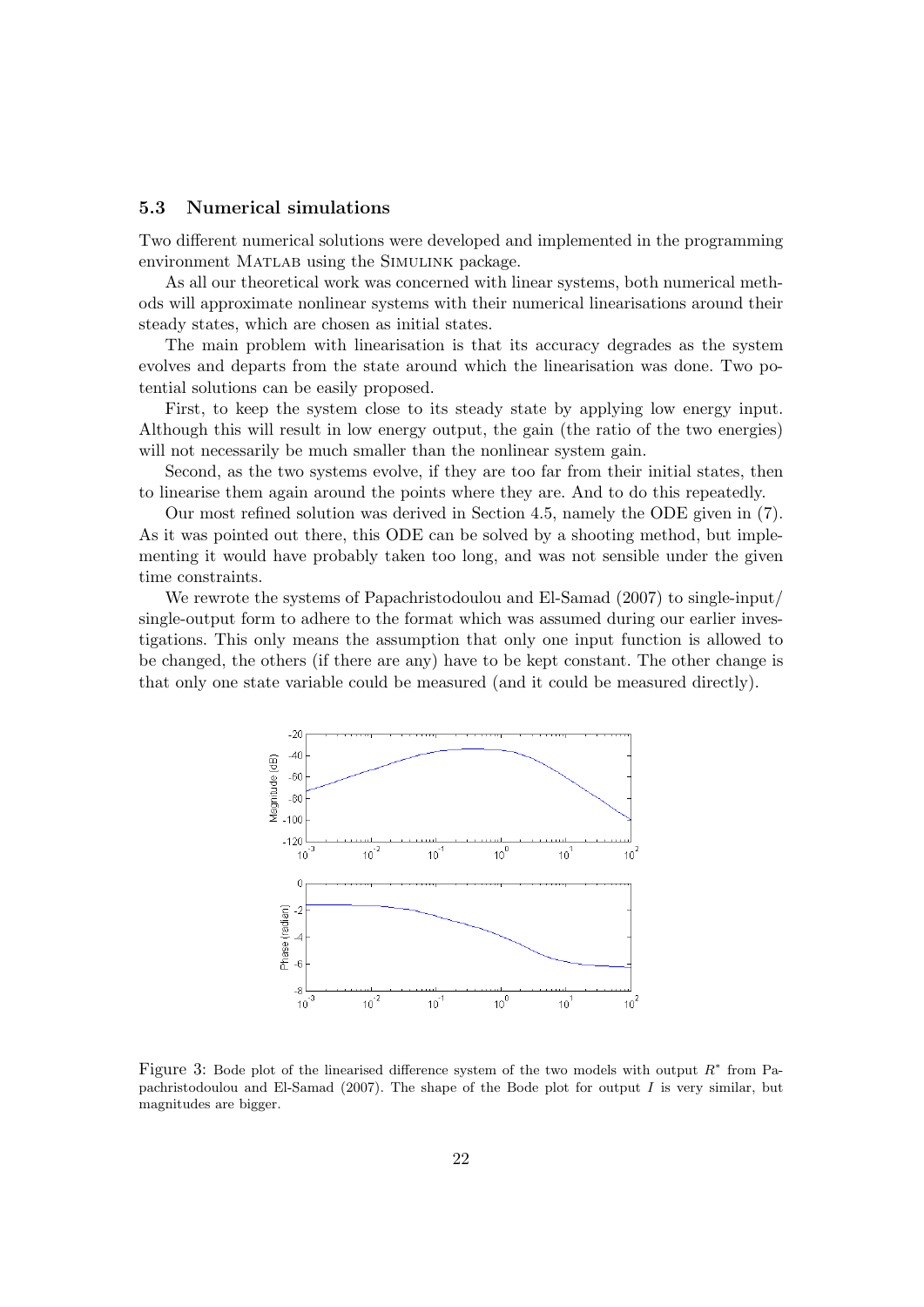### 5.3 Numerical simulations

Two different numerical solutions were developed and implemented in the programming environment MATLAB using the SIMULINK package.

As all our theoretical work was concerned with linear systems, both numerical methods will approximate nonlinear systems with their numerical linearisations around their steady states, which are chosen as initial states.

The main problem with linearisation is that its accuracy degrades as the system evolves and departs from the state around which the linearisation was done. Two potential solutions can be easily proposed.

First, to keep the system close to its steady state by applying low energy input. Although this will result in low energy output, the gain (the ratio of the two energies) will not necessarily be much smaller than the nonlinear system gain.

Second, as the two systems evolve, if they are too far from their initial states, then to linearise them again around the points where they are. And to do this repeatedly.

Our most refined solution was derived in Section 4.5, namely the ODE given in (7). As it was pointed out there, this ODE can be solved by a shooting method, but implementing it would have probably taken too long, and was not sensible under the given time constraints.

We rewrote the systems of Papachristodoulou and El-Samad (2007) to single-input/single-output form to adhere to the format which was assumed during our earlier investigations. This only means the assumption that only one input function is allowed to be changed, the others (if there are any) have to be kept constant. The other change is that only one state variable could be measured (and it could be measured directly).

Figure 3: Bode plot of the linearised difference system of the two models with output $R^*$ from Papachristodoulou and El-Samad (2007). The shape of the Bode plot for output $I$ is very similar, but magnitudes are bigger.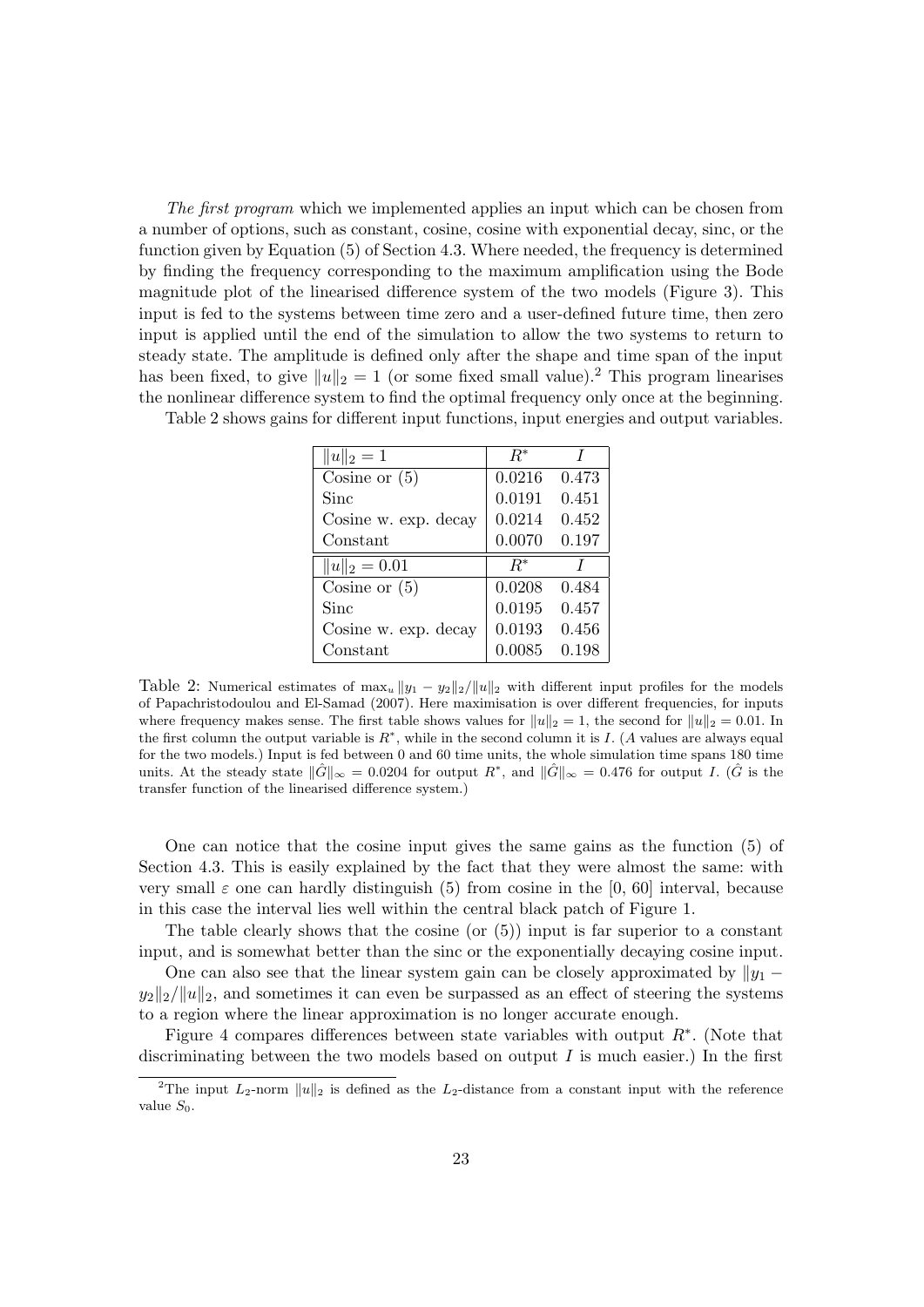*The first program* which we implemented applies an input which can be chosen from a number of options, such as constant, cosine, cosine with exponential decay, sinc, or the function given by Equation (5) of Section 4.3. Where needed, the frequency is determined by finding the frequency corresponding to the maximum amplification using the Bode magnitude plot of the linearised difference system of the two models (Figure 3). This input is fed to the systems between time zero and a user-defined future time, then zero input is applied until the end of the simulation to allow the two systems to return to steady state. The amplitude is defined only after the shape and time span of the input has been fixed, to give $\|u\|_2 = 1$ (or some fixed small value).[2] This program linearises the nonlinear difference system to find the optimal frequency only once at the beginning.

Table 2 shows gains for different input functions, input energies and output variables.

| $\|u\|_2 = 1$ | $R^*$ | $I$ |
|---|---|---|
| Cosine or (5) | 0.0216 | 0.473 |
| Sinc | 0.0191 | 0.451 |
| Cosine w. exp. decay | 0.0214 | 0.452 |
| Constant | 0.0070 | 0.197 |
| $\|u\|_2 = 0.01$ | $R^*$ | $I$ |
| Cosine or (5) | 0.0208 | 0.484 |
| Sinc | 0.0195 | 0.457 |
| Cosine w. exp. decay | 0.0193 | 0.456 |
| Constant | 0.0085 | 0.198 |

Table 2: Numerical estimates of $\max_u \|y_1 - y_2\|_2/\|u\|_2$ with different input profiles for the models of Papachristodoulou and El-Samad (2007). Here maximisation is over different frequencies, for inputs where frequency makes sense. The first table shows values for $\|u\|_2 = 1$, the second for $\|u\|_2 = 0.01$. In the first column the output variable is $R^*$, while in the second column it is $I$. ($A$ values are always equal for the two models.) Input is fed between 0 and 60 time units, the whole simulation time spans 180 time units. At the steady state $\|\hat{G}\|_\infty = 0.0204$ for output $R^*$, and $\|\hat{G}\|_\infty = 0.476$ for output $I$. ($\hat{G}$ is the transfer function of the linearised difference system.)

One can notice that the cosine input gives the same gains as the function (5) of Section 4.3. This is easily explained by the fact that they were almost the same: with very small $\varepsilon$ one can hardly distinguish (5) from cosine in the [0, 60] interval, because in this case the interval lies well within the central black patch of Figure 1.

The table clearly shows that the cosine (or (5)) input is far superior to a constant input, and is somewhat better than the sinc or the exponentially decaying cosine input.

One can also see that the linear system gain can be closely approximated by $\|y_1 - y_2\|_2/\|u\|_2$, and sometimes it can even be surpassed as an effect of steering the systems to a region where the linear approximation is no longer accurate enough.

Figure 4 compares differences between state variables with output $R^*$. (Note that discriminating between the two models based on output $I$ is much easier.) In the first

[2] The input $L_2$-norm $\|u\|_2$ is defined as the $L_2$-distance from a constant input with the reference value $S_0$.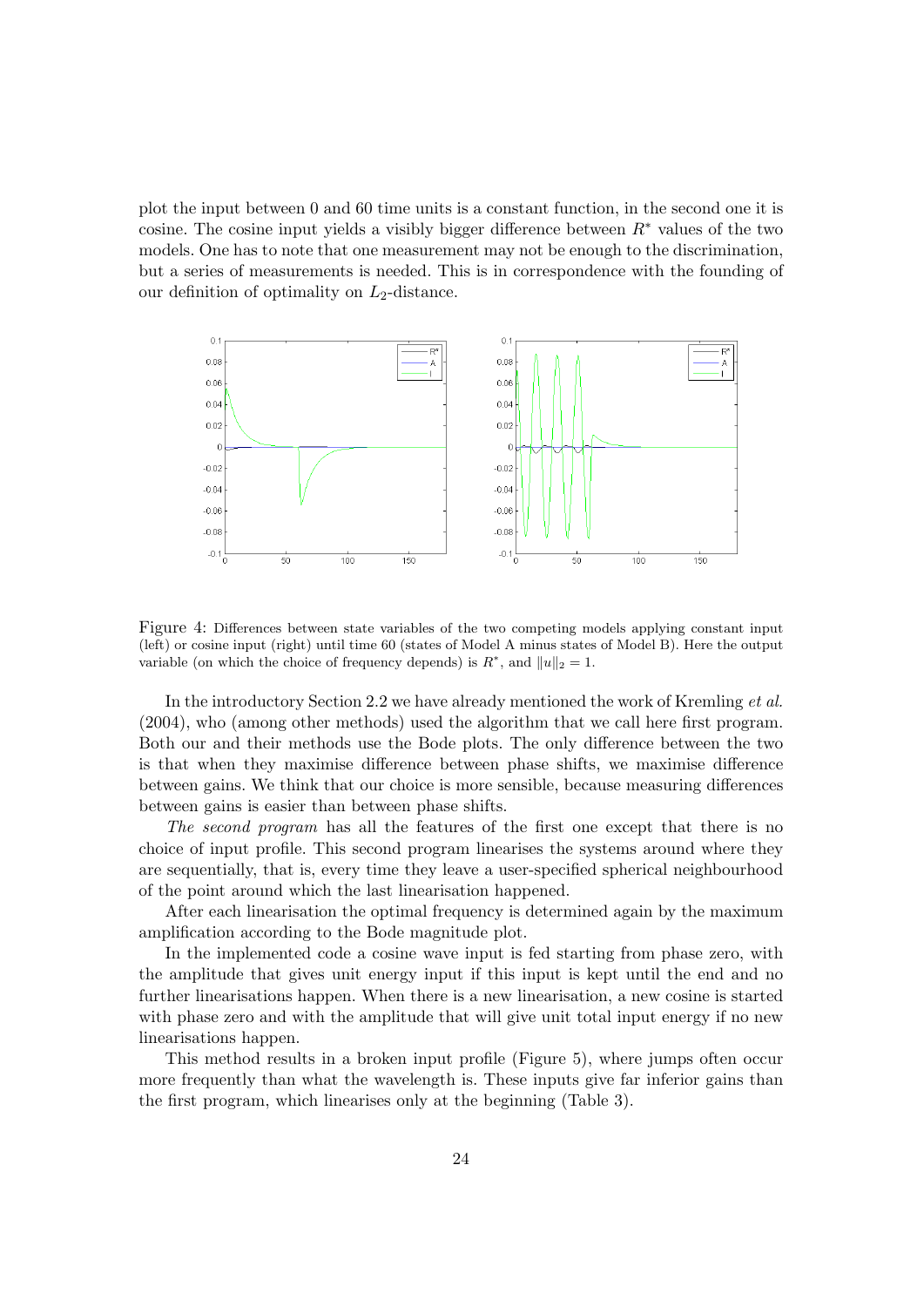plot the input between 0 and 60 time units is a constant function, in the second one it is cosine. The cosine input yields a visibly bigger difference between $R^*$ values of the two models. One has to note that one measurement may not be enough to the discrimination, but a series of measurements is needed. This is in correspondence with the founding of our definition of optimality on $L_2$-distance.

Figure 4: Differences between state variables of the two competing models applying constant input (left) or cosine input (right) until time 60 (states of Model A minus states of Model B). Here the output variable (on which the choice of frequency depends) is $R^*$, and $\|u\|_2 = 1$.

In the introductory Section 2.2 we have already mentioned the work of Kremling *et al.* (2004), who (among other methods) used the algorithm that we call here first program. Both our and their methods use the Bode plots. The only difference between the two is that when they maximise difference between phase shifts, we maximise difference between gains. We think that our choice is more sensible, because measuring differences between gains is easier than between phase shifts.

*The second program* has all the features of the first one except that there is no choice of input profile. This second program linearises the systems around where they are sequentially, that is, every time they leave a user-specified spherical neighbourhood of the point around which the last linearisation happened.

After each linearisation the optimal frequency is determined again by the maximum amplification according to the Bode magnitude plot.

In the implemented code a cosine wave input is fed starting from phase zero, with the amplitude that gives unit energy input if this input is kept until the end and no further linearisations happen. When there is a new linearisation, a new cosine is started with phase zero and with the amplitude that will give unit total input energy if no new linearisations happen.

This method results in a broken input profile (Figure 5), where jumps often occur more frequently than what the wavelength is. These inputs give far inferior gains than the first program, which linearises only at the beginning (Table 3).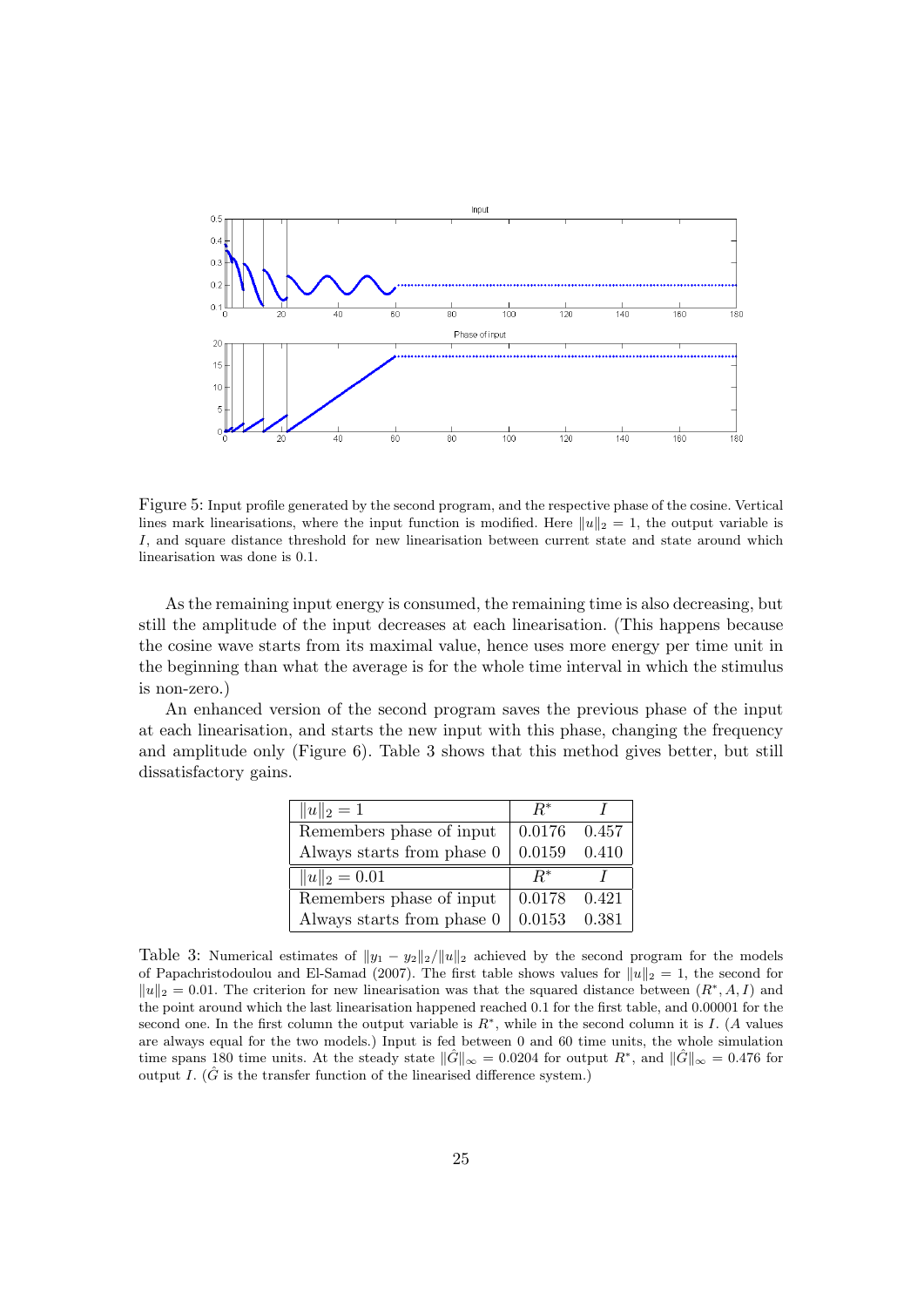Figure 5: Input profile generated by the second program, and the respective phase of the cosine. Vertical lines mark linearisations, where the input function is modified. Here $\|u\|_2 = 1$, the output variable is $I$, and square distance threshold for new linearisation between current state and state around which linearisation was done is 0.1.

As the remaining input energy is consumed, the remaining time is also decreasing, but still the amplitude of the input decreases at each linearisation. (This happens because the cosine wave starts from its maximal value, hence uses more energy per time unit in the beginning than what the average is for the whole time interval in which the stimulus is non-zero.)

An enhanced version of the second program saves the previous phase of the input at each linearisation, and starts the new input with this phase, changing the frequency and amplitude only (Figure 6). Table 3 shows that this method gives better, but still dissatisfactory gains.

| $\|u\|_2 = 1$ | $R^*$ | $I$ |
|---|---|---|
| Remembers phase of input | 0.0176 | 0.457 |
| Always starts from phase 0 | 0.0159 | 0.410 |

| $\|u\|_2 = 0.01$ | $R^*$ | $I$ |
|---|---|---|
| Remembers phase of input | 0.0178 | 0.421 |
| Always starts from phase 0 | 0.0153 | 0.381 |

Table 3: Numerical estimates of $\|y_1 - y_2\|_2/\|u\|_2$ achieved by the second program for the models of Papachristodoulou and El-Samad (2007). The first table shows values for $\|u\|_2 = 1$, the second for $\|u\|_2 = 0.01$. The criterion for new linearisation was that the squared distance between $(R^*, A, I)$ and the point around which the last linearisation happened reached 0.1 for the first table, and 0.00001 for the second one. In the first column the output variable is $R^*$, while in the second column it is $I$. ($A$ values are always equal for the two models.) Input is fed between 0 and 60 time units, the whole simulation time spans 180 time units. At the steady state $\|\hat{G}\|_\infty = 0.0204$ for output $R^*$, and $\|\hat{G}\|_\infty = 0.476$ for output $I$. ($\hat{G}$ is the transfer function of the linearised difference system.)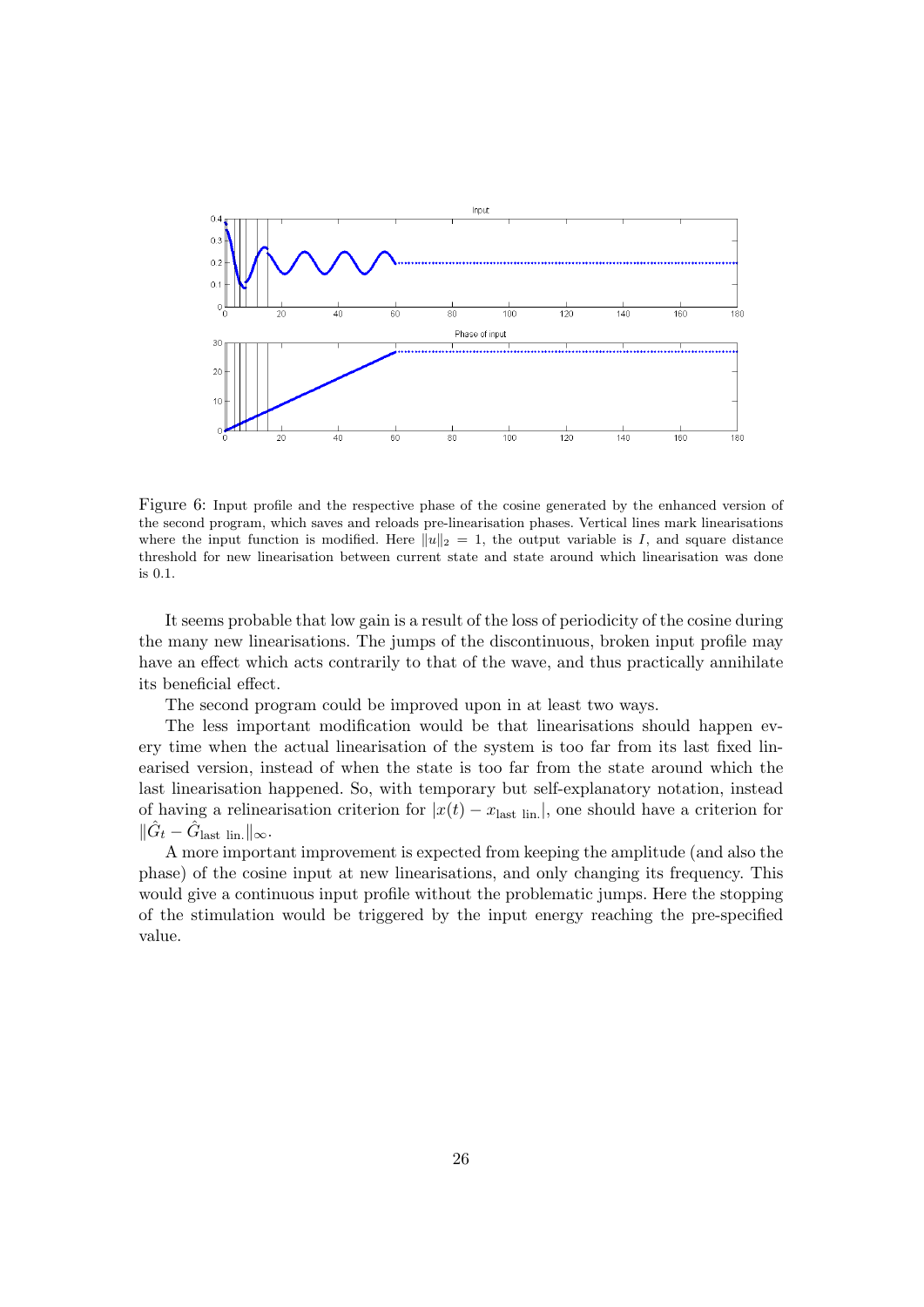Figure 6: Input profile and the respective phase of the cosine generated by the enhanced version of the second program, which saves and reloads pre-linearisation phases. Vertical lines mark linearisations where the input function is modified. Here $\|u\|_2 = 1$, the output variable is $I$, and square distance threshold for new linearisation between current state and state around which linearisation was done is 0.1.

It seems probable that low gain is a result of the loss of periodicity of the cosine during the many new linearisations. The jumps of the discontinuous, broken input profile may have an effect which acts contrarily to that of the wave, and thus practically annihilate its beneficial effect.

The second program could be improved upon in at least two ways.

The less important modification would be that linearisations should happen every time when the actual linearisation of the system is too far from its last fixed linearised version, instead of when the state is too far from the state around which the last linearisation happened. So, with temporary but self-explanatory notation, instead of having a relinearisation criterion for $|x(t) - x_{\text{last lin.}}|$, one should have a criterion for $\|\hat{G}_t - \hat{G}_{\text{last lin.}}\|_\infty$.

A more important improvement is expected from keeping the amplitude (and also the phase) of the cosine input at new linearisations, and only changing its frequency. This would give a continuous input profile without the problematic jumps. Here the stopping of the stimulation would be triggered by the input energy reaching the pre-specified value.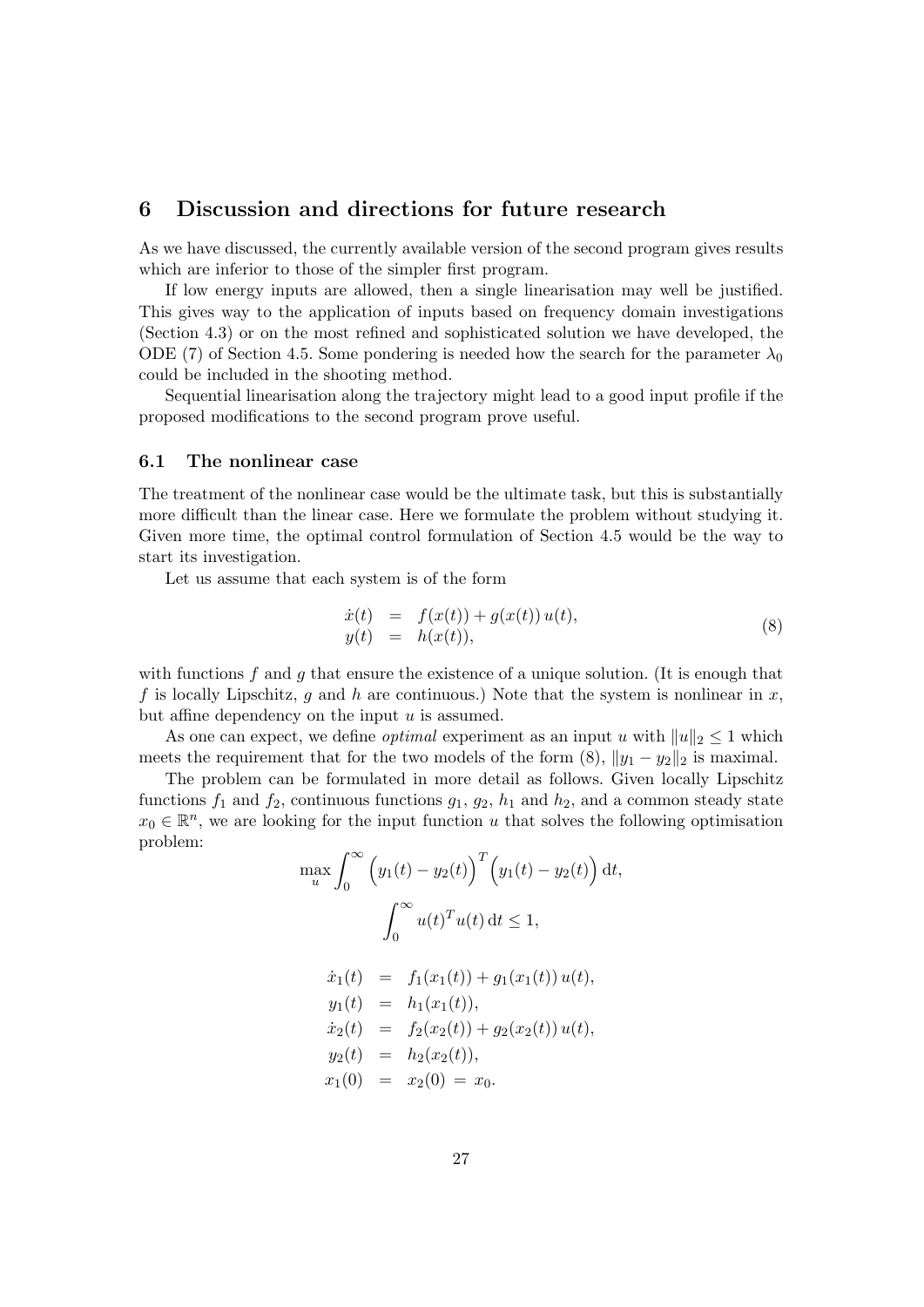## 6 Discussion and directions for future research

As we have discussed, the currently available version of the second program gives results which are inferior to those of the simpler first program.

If low energy inputs are allowed, then a single linearisation may well be justified. This gives way to the application of inputs based on frequency domain investigations (Section 4.3) or on the most refined and sophisticated solution we have developed, the ODE (7) of Section 4.5. Some pondering is needed how the search for the parameter $\lambda_0$ could be included in the shooting method.

Sequential linearisation along the trajectory might lead to a good input profile if the proposed modifications to the second program prove useful.

### 6.1 The nonlinear case

The treatment of the nonlinear case would be the ultimate task, but this is substantially more difficult than the linear case. Here we formulate the problem without studying it. Given more time, the optimal control formulation of Section 4.5 would be the way to start its investigation.

Let us assume that each system is of the form

$$
\begin{aligned}
\dot{x}(t) &= f(x(t)) + g(x(t))\, u(t), \\
y(t) &= h(x(t)),
\end{aligned}
\tag{8}
$$

with functions $f$ and $g$ that ensure the existence of a unique solution. (It is enough that $f$ is locally Lipschitz, $g$ and $h$ are continuous.) Note that the system is nonlinear in $x$, but affine dependency on the input $u$ is assumed.

As one can expect, we define *optimal* experiment as an input $u$ with $\|u\|_2 \leq 1$ which meets the requirement that for the two models of the form (8), $\|y_1 - y_2\|_2$ is maximal.

The problem can be formulated in more detail as follows. Given locally Lipschitz functions $f_1$ and $f_2$, continuous functions $g_1$, $g_2$, $h_1$ and $h_2$, and a common steady state $x_0 \in \mathbb{R}^n$, we are looking for the input function $u$ that solves the following optimisation problem:

$$
\max_u \int_0^\infty \Big(y_1(t) - y_2(t)\Big)^T \Big(y_1(t) - y_2(t)\Big)\, \mathrm{d}t,
$$

$$
\int_0^\infty u(t)^T u(t)\, \mathrm{d}t \leq 1,
$$

$$
\begin{aligned}
\dot{x}_1(t) &= f_1(x_1(t)) + g_1(x_1(t))\, u(t), \\
y_1(t) &= h_1(x_1(t)), \\
\dot{x}_2(t) &= f_2(x_2(t)) + g_2(x_2(t))\, u(t), \\
y_2(t) &= h_2(x_2(t)), \\
x_1(0) &= x_2(0) \;=\; x_0.
\end{aligned}
$$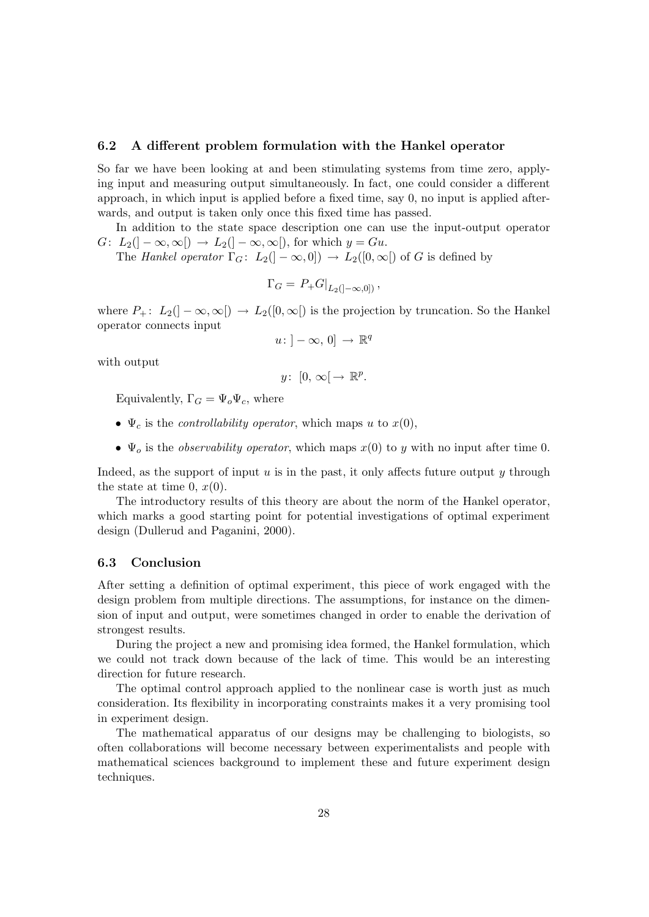### 6.2 A different problem formulation with the Hankel operator

So far we have been looking at and been stimulating systems from time zero, applying input and measuring output simultaneously. In fact, one could consider a different approach, in which input is applied before a fixed time, say 0, no input is applied afterwards, and output is taken only once this fixed time has passed.

In addition to the state space description one can use the input-output operator $G\colon\ L_2(]-\infty,\infty[) \to L_2(]-\infty,\infty[)$, for which $y = Gu$.

The *Hankel operator* $\Gamma_G\colon\ L_2(]-\infty,0]) \to L_2([0,\infty[)$ of $G$ is defined by

$$\Gamma_G = P_+ G|_{L_2(]-\infty,0])},$$

where $P_+\colon\ L_2(]-\infty,\infty[) \to L_2([0,\infty[)$ is the projection by truncation. So the Hankel operator connects input

$$u\colon\, ]-\infty,\, 0] \to \mathbb{R}^q$$

with output

$$y\colon\ [0,\, \infty[ \to \mathbb{R}^p.$$

Equivalently, $\Gamma_G = \Psi_o \Psi_c$, where

- $\Psi_c$ is the *controllability operator*, which maps $u$ to $x(0)$,
- $\Psi_o$ is the *observability operator*, which maps $x(0)$ to $y$ with no input after time 0.

Indeed, as the support of input $u$ is in the past, it only affects future output $y$ through the state at time 0, $x(0)$.

The introductory results of this theory are about the norm of the Hankel operator, which marks a good starting point for potential investigations of optimal experiment design (Dullerud and Paganini, 2000).

### 6.3 Conclusion

After setting a definition of optimal experiment, this piece of work engaged with the design problem from multiple directions. The assumptions, for instance on the dimension of input and output, were sometimes changed in order to enable the derivation of strongest results.

During the project a new and promising idea formed, the Hankel formulation, which we could not track down because of the lack of time. This would be an interesting direction for future research.

The optimal control approach applied to the nonlinear case is worth just as much consideration. Its flexibility in incorporating constraints makes it a very promising tool in experiment design.

The mathematical apparatus of our designs may be challenging to biologists, so often collaborations will become necessary between experimentalists and people with mathematical sciences background to implement these and future experiment design techniques.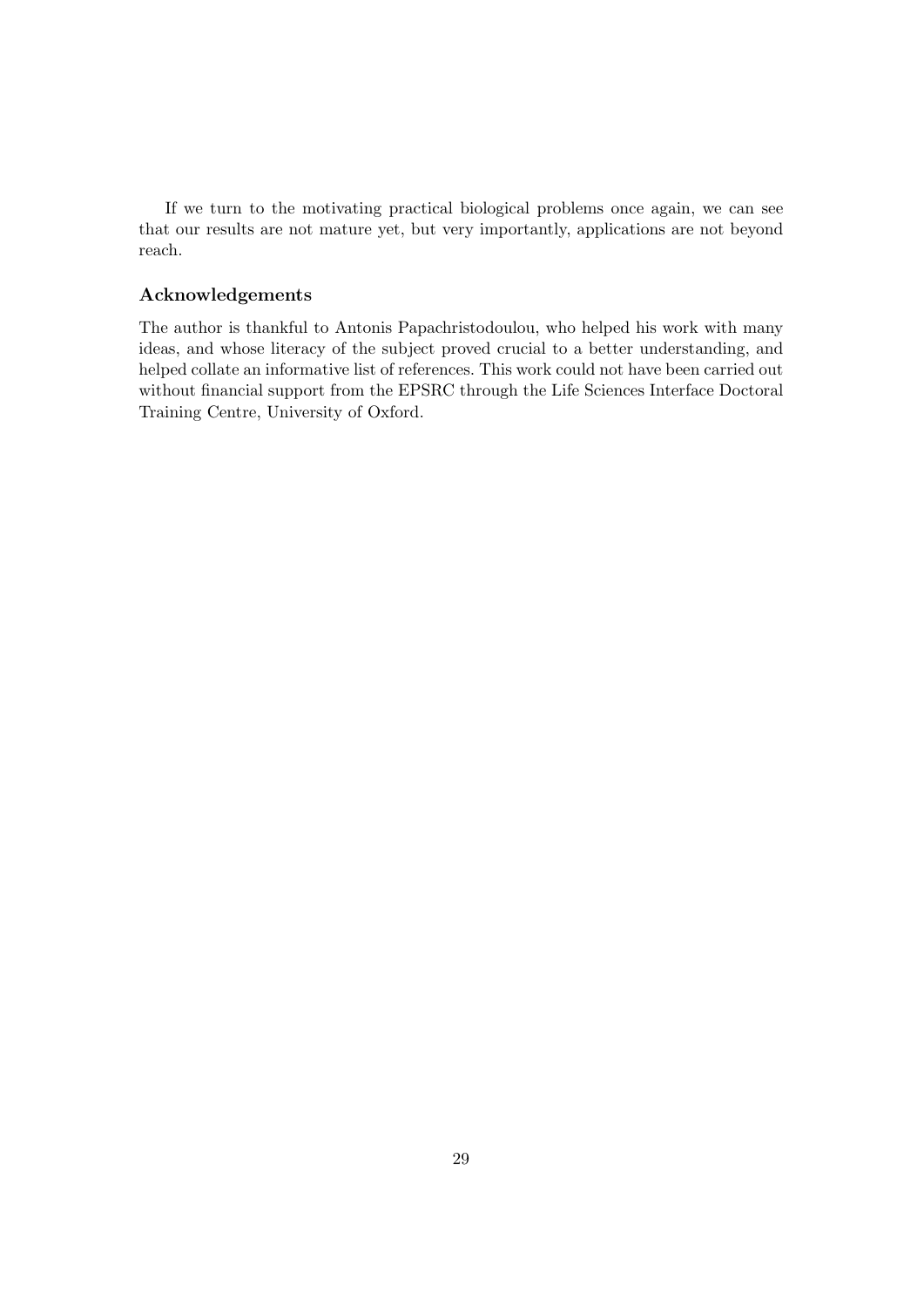If we turn to the motivating practical biological problems once again, we can see that our results are not mature yet, but very importantly, applications are not beyond reach.

### Acknowledgements

The author is thankful to Antonis Papachristodoulou, who helped his work with many ideas, and whose literacy of the subject proved crucial to a better understanding, and helped collate an informative list of references. This work could not have been carried out without financial support from the EPSRC through the Life Sciences Interface Doctoral Training Centre, University of Oxford.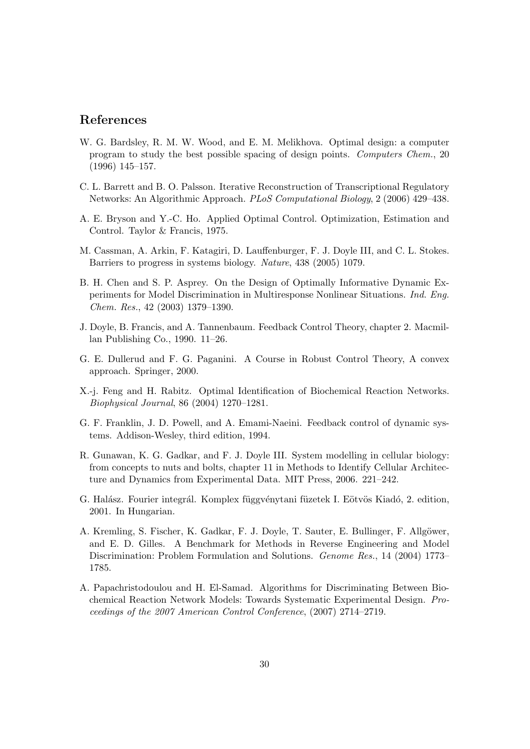## References

W. G. Bardsley, R. M. W. Wood, and E. M. Melikhova. Optimal design: a computer program to study the best possible spacing of design points. *Computers Chem.*, 20 (1996) 145–157.

C. L. Barrett and B. O. Palsson. Iterative Reconstruction of Transcriptional Regulatory Networks: An Algorithmic Approach. *PLoS Computational Biology*, 2 (2006) 429–438.

A. E. Bryson and Y.-C. Ho. Applied Optimal Control. Optimization, Estimation and Control. Taylor & Francis, 1975.

M. Cassman, A. Arkin, F. Katagiri, D. Lauffenburger, F. J. Doyle III, and C. L. Stokes. Barriers to progress in systems biology. *Nature*, 438 (2005) 1079.

B. H. Chen and S. P. Asprey. On the Design of Optimally Informative Dynamic Experiments for Model Discrimination in Multiresponse Nonlinear Situations. *Ind. Eng. Chem. Res.*, 42 (2003) 1379–1390.

J. Doyle, B. Francis, and A. Tannenbaum. Feedback Control Theory, chapter 2. Macmillan Publishing Co., 1990. 11–26.

G. E. Dullerud and F. G. Paganini. A Course in Robust Control Theory, A convex approach. Springer, 2000.

X.-j. Feng and H. Rabitz. Optimal Identification of Biochemical Reaction Networks. *Biophysical Journal*, 86 (2004) 1270–1281.

G. F. Franklin, J. D. Powell, and A. Emami-Naeini. Feedback control of dynamic systems. Addison-Wesley, third edition, 1994.

R. Gunawan, K. G. Gadkar, and F. J. Doyle III. System modelling in cellular biology: from concepts to nuts and bolts, chapter 11 in Methods to Identify Cellular Architecture and Dynamics from Experimental Data. MIT Press, 2006. 221–242.

G. Halász. Fourier integrál. Komplex függvénytani füzetek I. Eötvös Kiadó, 2. edition, 2001. In Hungarian.

A. Kremling, S. Fischer, K. Gadkar, F. J. Doyle, T. Sauter, E. Bullinger, F. Allgöwer, and E. D. Gilles. A Benchmark for Methods in Reverse Engineering and Model Discrimination: Problem Formulation and Solutions. *Genome Res.*, 14 (2004) 1773–1785.

A. Papachristodoulou and H. El-Samad. Algorithms for Discriminating Between Biochemical Reaction Network Models: Towards Systematic Experimental Design. *Proceedings of the 2007 American Control Conference*, (2007) 2714–2719.